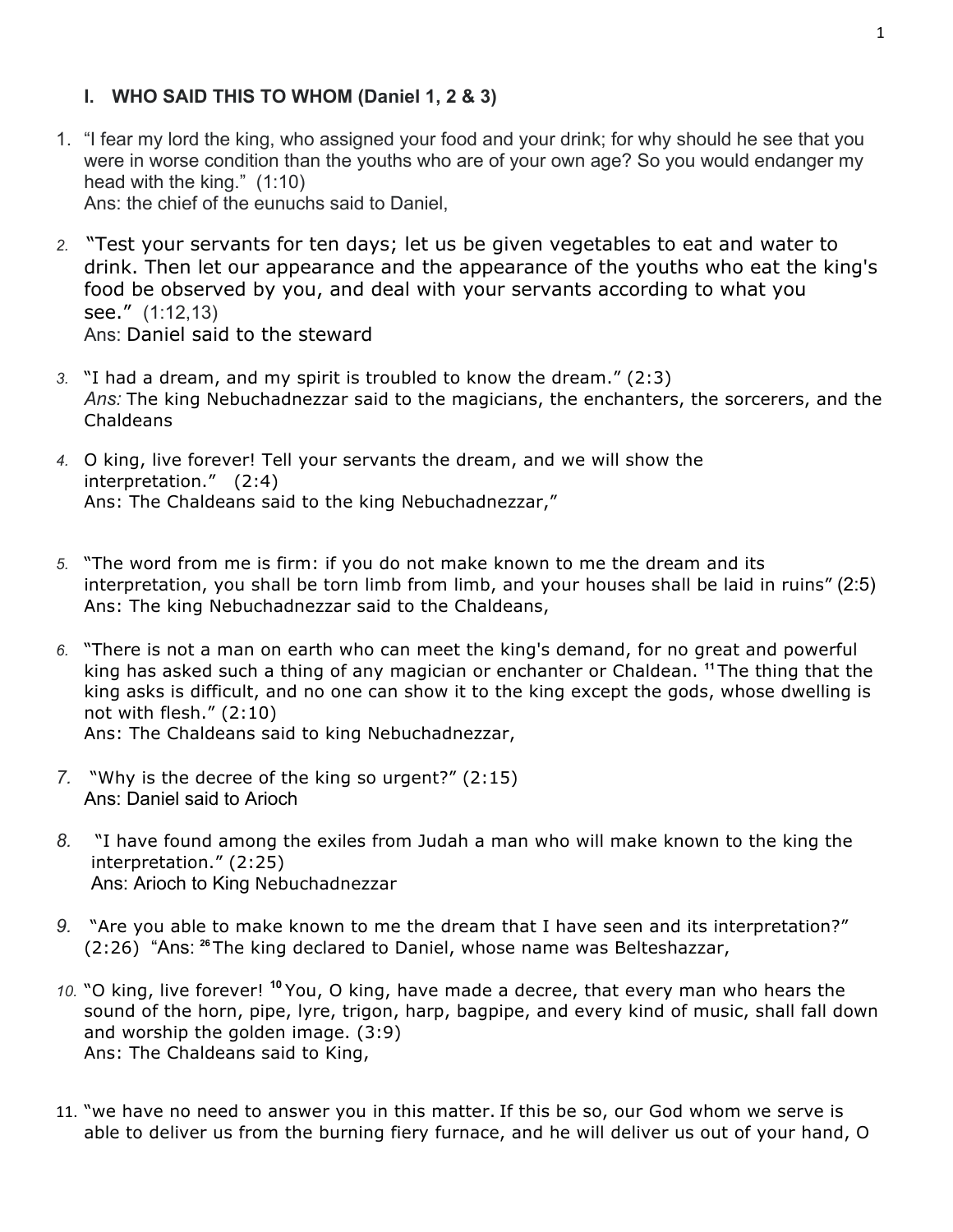### I. WHO SAID THIS TO WHOM (Daniel 1, 2 & 3)

1. "I fear my lord the king, who assigned your food and your drink; for why should he see that you were in worse condition than the youths who are of your own age? So you would endanger my head with the king." (1:10)
   Ans: the chief of the eunuchs said to Daniel,

2. "Test your servants for ten days; let us be given vegetables to eat and water to drink. Then let our appearance and the appearance of the youths who eat the king's food be observed by you, and deal with your servants according to what you see." (1:12,13)
   Ans: Daniel said to the steward

3. "I had a dream, and my spirit is troubled to know the dream." (2:3)
   *Ans:* The king Nebuchadnezzar said to the magicians, the enchanters, the sorcerers, and the Chaldeans

4. O king, live forever! Tell your servants the dream, and we will show the interpretation." (2:4)
   Ans: The Chaldeans said to the king Nebuchadnezzar,"

5. "The word from me is firm: if you do not make known to me the dream and its interpretation, you shall be torn limb from limb, and your houses shall be laid in ruins" (2:5)
   Ans: The king Nebuchadnezzar said to the Chaldeans,

6. "There is not a man on earth who can meet the king's demand, for no great and powerful king has asked such a thing of any magician or enchanter or Chaldean. [11] The thing that the king asks is difficult, and no one can show it to the king except the gods, whose dwelling is not with flesh." (2:10)
   Ans: The Chaldeans said to king Nebuchadnezzar,

7. "Why is the decree of the king so urgent?" (2:15)
   Ans: Daniel said to Arioch

8. "I have found among the exiles from Judah a man who will make known to the king the interpretation." (2:25)
   Ans: Arioch to King Nebuchadnezzar

9. "Are you able to make known to me the dream that I have seen and its interpretation?" (2:26) "Ans: [26] The king declared to Daniel, whose name was Belteshazzar,

10. "O king, live forever! [10] You, O king, have made a decree, that every man who hears the sound of the horn, pipe, lyre, trigon, harp, bagpipe, and every kind of music, shall fall down and worship the golden image. (3:9)
    Ans: The Chaldeans said to King,

11. "we have no need to answer you in this matter. If this be so, our God whom we serve is able to deliver us from the burning fiery furnace, and he will deliver us out of your hand, O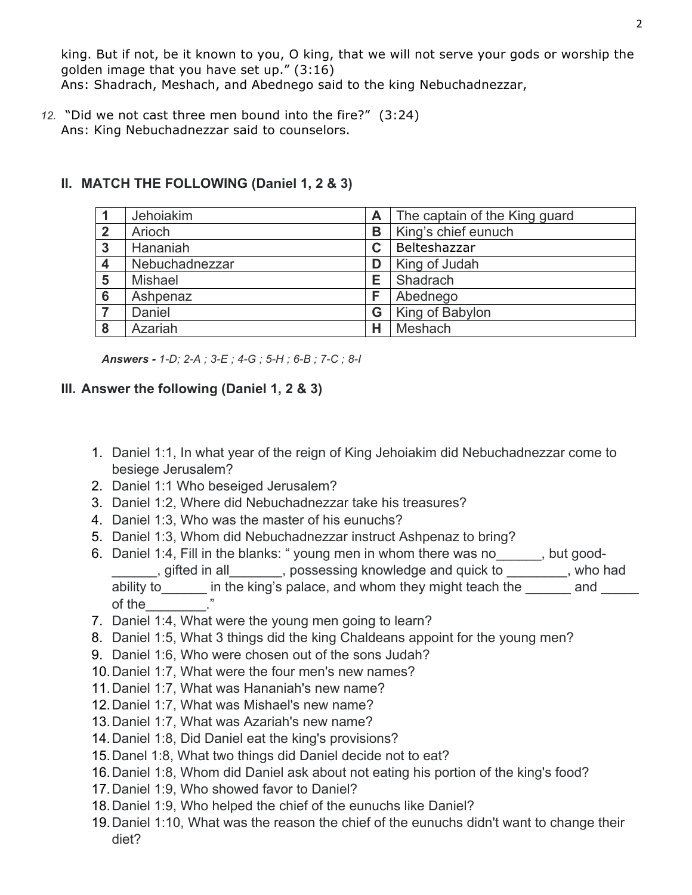king. But if not, be it known to you, O king, that we will not serve your gods or worship the golden image that you have set up." (3:16)
Ans: Shadrach, Meshach, and Abednego said to the king Nebuchadnezzar,

12. "Did we not cast three men bound into the fire?" (3:24)
Ans: King Nebuchadnezzar said to counselors.

## II. MATCH THE FOLLOWING (Daniel 1, 2 & 3)

| 1 | Jehoiakim | A | The captain of the King guard |
|---|---|---|---|
| 2 | Arioch | B | King's chief eunuch |
| 3 | Hananiah | C | Belteshazzar |
| 4 | Nebuchadnezzar | D | King of Judah |
| 5 | Mishael | E | Shadrach |
| 6 | Ashpenaz | F | Abednego |
| 7 | Daniel | G | King of Babylon |
| 8 | Azariah | H | Meshach |

***Answers -*** *1-D; 2-A ; 3-E ; 4-G ; 5-H ; 6-B ; 7-C ; 8-I*

## III. Answer the following (Daniel 1, 2 & 3)

1. Daniel 1:1, In what year of the reign of King Jehoiakim did Nebuchadnezzar come to besiege Jerusalem?
2. Daniel 1:1 Who beseiged Jerusalem?
3. Daniel 1:2, Where did Nebuchadnezzar take his treasures?
4. Daniel 1:3, Who was the master of his eunuchs?
5. Daniel 1:3, Whom did Nebuchadnezzar instruct Ashpenaz to bring?
6. Daniel 1:4, Fill in the blanks: " young men in whom there was no______, but good-______, gifted in all_______, possessing knowledge and quick to ________, who had ability to______ in the king's palace, and whom they might teach the ______ and _____ of the________."
7. Daniel 1:4, What were the young men going to learn?
8. Daniel 1:5, What 3 things did the king Chaldeans appoint for the young men?
9. Daniel 1:6, Who were chosen out of the sons Judah?
10. Daniel 1:7, What were the four men's new names?
11. Daniel 1:7, What was Hananiah's new name?
12. Daniel 1:7, What was Mishael's new name?
13. Daniel 1:7, What was Azariah's new name?
14. Daniel 1:8, Did Daniel eat the king's provisions?
15. Danel 1:8, What two things did Daniel decide not to eat?
16. Daniel 1:8, Whom did Daniel ask about not eating his portion of the king's food?
17. Daniel 1:9, Who showed favor to Daniel?
18. Daniel 1:9, Who helped the chief of the eunuchs like Daniel?
19. Daniel 1:10, What was the reason the chief of the eunuchs didn't want to change their diet?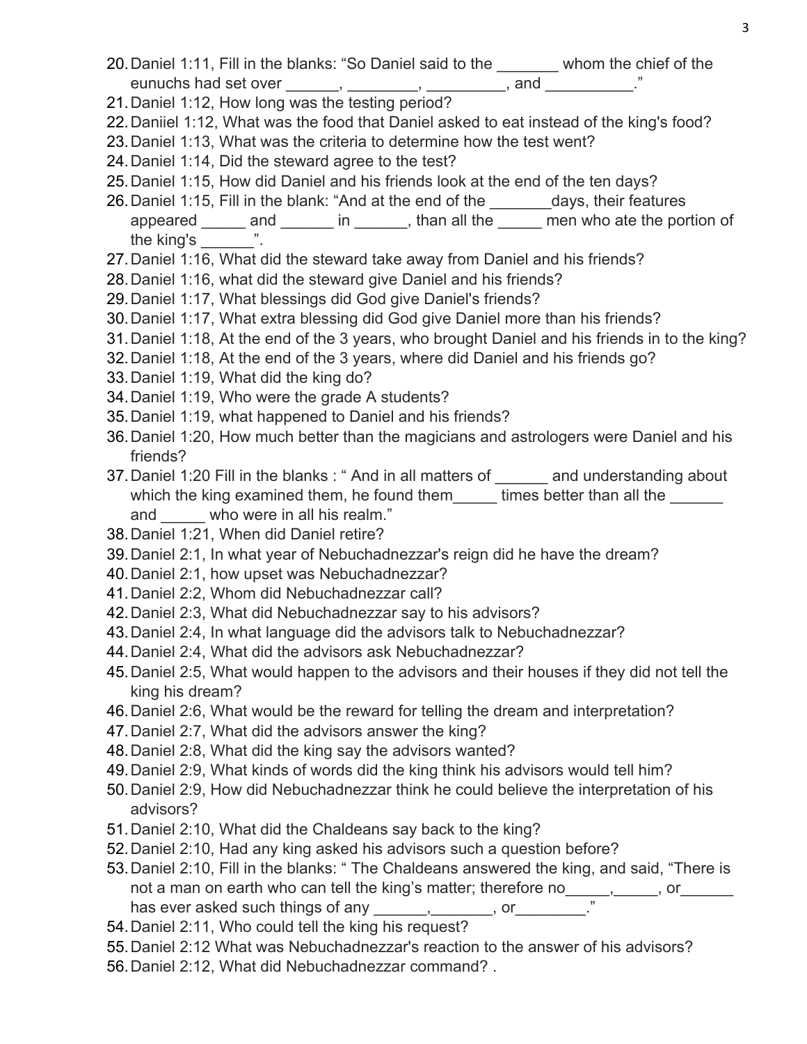20. Daniel 1:11, Fill in the blanks: "So Daniel said to the _______ whom the chief of the eunuchs had set over ______, ________, _________, and __________."
21. Daniel 1:12, How long was the testing period?
22. Daniiel 1:12, What was the food that Daniel asked to eat instead of the king's food?
23. Daniel 1:13, What was the criteria to determine how the test went?
24. Daniel 1:14, Did the steward agree to the test?
25. Daniel 1:15, How did Daniel and his friends look at the end of the ten days?
26. Daniel 1:15, Fill in the blank: "And at the end of the _______days, their features appeared _____ and ______ in ______, than all the _____ men who ate the portion of the king's ______".
27. Daniel 1:16, What did the steward take away from Daniel and his friends?
28. Daniel 1:16, what did the steward give Daniel and his friends?
29. Daniel 1:17, What blessings did God give Daniel's friends?
30. Daniel 1:17, What extra blessing did God give Daniel more than his friends?
31. Daniel 1:18, At the end of the 3 years, who brought Daniel and his friends in to the king?
32. Daniel 1:18, At the end of the 3 years, where did Daniel and his friends go?
33. Daniel 1:19, What did the king do?
34. Daniel 1:19, Who were the grade A students?
35. Daniel 1:19, what happened to Daniel and his friends?
36. Daniel 1:20, How much better than the magicians and astrologers were Daniel and his friends?
37. Daniel 1:20 Fill in the blanks : " And in all matters of ______ and understanding about which the king examined them, he found them_____ times better than all the ______ and _____ who were in all his realm."
38. Daniel 1:21, When did Daniel retire?
39. Daniel 2:1, In what year of Nebuchadnezzar's reign did he have the dream?
40. Daniel 2:1, how upset was Nebuchadnezzar?
41. Daniel 2:2, Whom did Nebuchadnezzar call?
42. Daniel 2:3, What did Nebuchadnezzar say to his advisors?
43. Daniel 2:4, In what language did the advisors talk to Nebuchadnezzar?
44. Daniel 2:4, What did the advisors ask Nebuchadnezzar?
45. Daniel 2:5, What would happen to the advisors and their houses if they did not tell the king his dream?
46. Daniel 2:6, What would be the reward for telling the dream and interpretation?
47. Daniel 2:7, What did the advisors answer the king?
48. Daniel 2:8, What did the king say the advisors wanted?
49. Daniel 2:9, What kinds of words did the king think his advisors would tell him?
50. Daniel 2:9, How did Nebuchadnezzar think he could believe the interpretation of his advisors?
51. Daniel 2:10, What did the Chaldeans say back to the king?
52. Daniel 2:10, Had any king asked his advisors such a question before?
53. Daniel 2:10, Fill in the blanks: " The Chaldeans answered the king, and said, "There is not a man on earth who can tell the king's matter; therefore no_____,_____, or______ has ever asked such things of any ______,_______, or________."
54. Daniel 2:11, Who could tell the king his request?
55. Daniel 2:12 What was Nebuchadnezzar's reaction to the answer of his advisors?
56. Daniel 2:12, What did Nebuchadnezzar command? .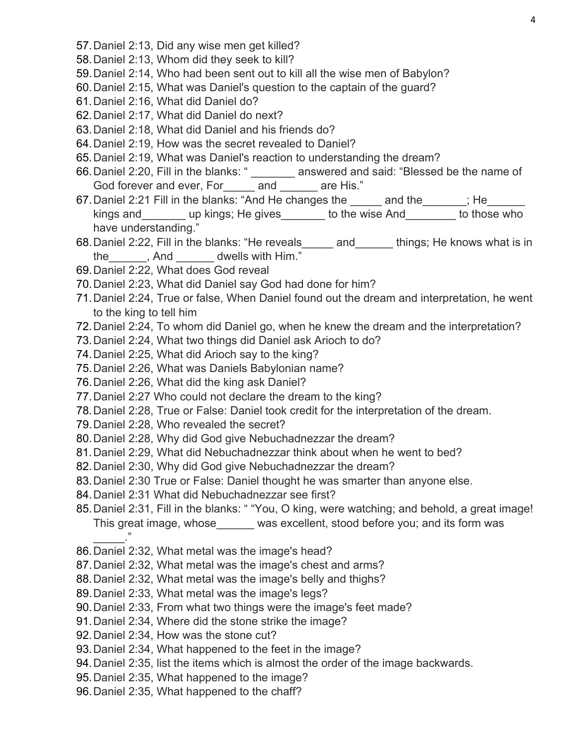57. Daniel 2:13, Did any wise men get killed?
58. Daniel 2:13, Whom did they seek to kill?
59. Daniel 2:14, Who had been sent out to kill all the wise men of Babylon?
60. Daniel 2:15, What was Daniel's question to the captain of the guard?
61. Daniel 2:16, What did Daniel do?
62. Daniel 2:17, What did Daniel do next?
63. Daniel 2:18, What did Daniel and his friends do?
64. Daniel 2:19, How was the secret revealed to Daniel?
65. Daniel 2:19, What was Daniel's reaction to understanding the dream?
66. Daniel 2:20, Fill in the blanks: " _______ answered and said: "Blessed be the name of God forever and ever, For_____ and ______ are His."
67. Daniel 2:21 Fill in the blanks: "And He changes the _____ and the_______; He______ kings and_______ up kings; He gives_______ to the wise And________ to those who have understanding."
68. Daniel 2:22, Fill in the blanks: "He reveals_____ and______ things; He knows what is in the______, And ______ dwells with Him."
69. Daniel 2:22, What does God reveal
70. Daniel 2:23, What did Daniel say God had done for him?
71. Daniel 2:24, True or false, When Daniel found out the dream and interpretation, he went to the king to tell him
72. Daniel 2:24, To whom did Daniel go, when he knew the dream and the interpretation?
73. Daniel 2:24, What two things did Daniel ask Arioch to do?
74. Daniel 2:25, What did Arioch say to the king?
75. Daniel 2:26, What was Daniels Babylonian name?
76. Daniel 2:26, What did the king ask Daniel?
77. Daniel 2:27 Who could not declare the dream to the king?
78. Daniel 2:28, True or False: Daniel took credit for the interpretation of the dream.
79. Daniel 2:28, Who revealed the secret?
80. Daniel 2:28, Why did God give Nebuchadnezzar the dream?
81. Daniel 2:29, What did Nebuchadnezzar think about when he went to bed?
82. Daniel 2:30, Why did God give Nebuchadnezzar the dream?
83. Daniel 2:30 True or False: Daniel thought he was smarter than anyone else.
84. Daniel 2:31 What did Nebuchadnezzar see first?
85. Daniel 2:31, Fill in the blanks: " "You, O king, were watching; and behold, a great image! This great image, whose______ was excellent, stood before you; and its form was _____."
86. Daniel 2:32, What metal was the image's head?
87. Daniel 2:32, What metal was the image's chest and arms?
88. Daniel 2:32, What metal was the image's belly and thighs?
89. Daniel 2:33, What metal was the image's legs?
90. Daniel 2:33, From what two things were the image's feet made?
91. Daniel 2:34, Where did the stone strike the image?
92. Daniel 2:34, How was the stone cut?
93. Daniel 2:34, What happened to the feet in the image?
94. Daniel 2:35, list the items which is almost the order of the image backwards.
95. Daniel 2:35, What happened to the image?
96. Daniel 2:35, What happened to the chaff?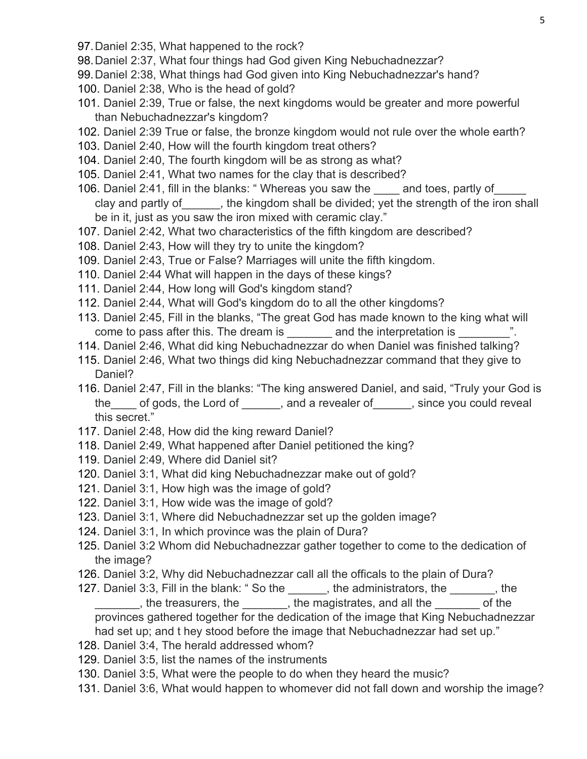97. Daniel 2:35, What happened to the rock?
98. Daniel 2:37, What four things had God given King Nebuchadnezzar?
99. Daniel 2:38, What things had God given into King Nebuchadnezzar's hand?
100. Daniel 2:38, Who is the head of gold?
101. Daniel 2:39, True or false, the next kingdoms would be greater and more powerful than Nebuchadnezzar's kingdom?
102. Daniel 2:39 True or false, the bronze kingdom would not rule over the whole earth?
103. Daniel 2:40, How will the fourth kingdom treat others?
104. Daniel 2:40, The fourth kingdom will be as strong as what?
105. Daniel 2:41, What two names for the clay that is described?
106. Daniel 2:41, fill in the blanks: " Whereas you saw the ____ and toes, partly of_____ clay and partly of______, the kingdom shall be divided; yet the strength of the iron shall be in it, just as you saw the iron mixed with ceramic clay."
107. Daniel 2:42, What two characteristics of the fifth kingdom are described?
108. Daniel 2:43, How will they try to unite the kingdom?
109. Daniel 2:43, True or False? Marriages will unite the fifth kingdom.
110. Daniel 2:44 What will happen in the days of these kings?
111. Daniel 2:44, How long will God's kingdom stand?
112. Daniel 2:44, What will God's kingdom do to all the other kingdoms?
113. Daniel 2:45, Fill in the blanks, "The great God has made known to the king what will come to pass after this. The dream is _______ and the interpretation is ________".
114. Daniel 2:46, What did king Nebuchadnezzar do when Daniel was finished talking?
115. Daniel 2:46, What two things did king Nebuchadnezzar command that they give to Daniel?
116. Daniel 2:47, Fill in the blanks: "The king answered Daniel, and said, "Truly your God is the____ of gods, the Lord of ______, and a revealer of______, since you could reveal this secret."
117. Daniel 2:48, How did the king reward Daniel?
118. Daniel 2:49, What happened after Daniel petitioned the king?
119. Daniel 2:49, Where did Daniel sit?
120. Daniel 3:1, What did king Nebuchadnezzar make out of gold?
121. Daniel 3:1, How high was the image of gold?
122. Daniel 3:1, How wide was the image of gold?
123. Daniel 3:1, Where did Nebuchadnezzar set up the golden image?
124. Daniel 3:1, In which province was the plain of Dura?
125. Daniel 3:2 Whom did Nebuchadnezzar gather together to come to the dedication of the image?
126. Daniel 3:2, Why did Nebuchadnezzar call all the officals to the plain of Dura?
127. Daniel 3:3, Fill in the blank: " So the ______, the administrators, the _______, the _______, the treasurers, the _______, the magistrates, and all the _______ of the provinces gathered together for the dedication of the image that King Nebuchadnezzar had set up; and t hey stood before the image that Nebuchadnezzar had set up."
128. Daniel 3:4, The herald addressed whom?
129. Daniel 3:5, list the names of the instruments
130. Daniel 3:5, What were the people to do when they heard the music?
131. Daniel 3:6, What would happen to whomever did not fall down and worship the image?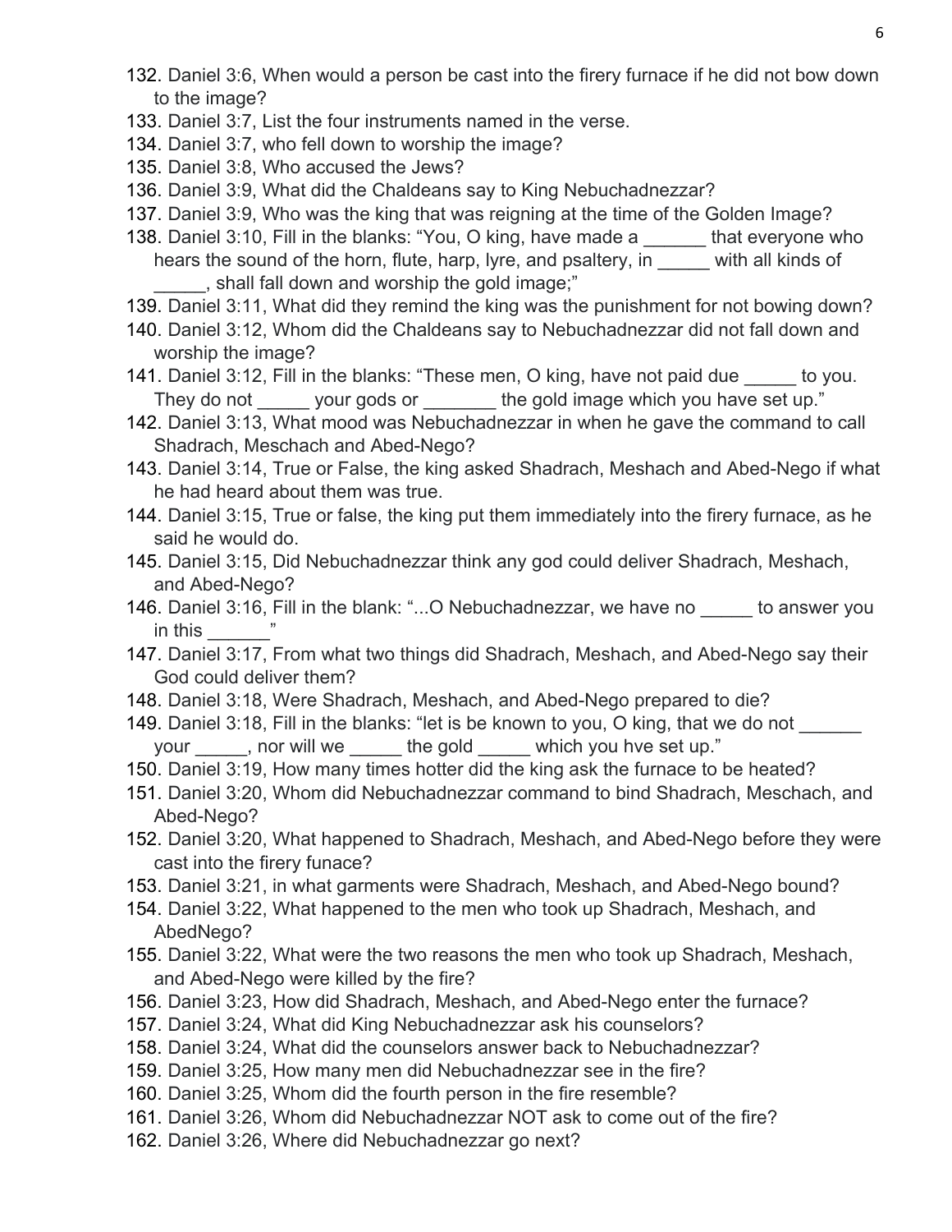132. Daniel 3:6, When would a person be cast into the firery furnace if he did not bow down to the image?
133. Daniel 3:7, List the four instruments named in the verse.
134. Daniel 3:7, who fell down to worship the image?
135. Daniel 3:8, Who accused the Jews?
136. Daniel 3:9, What did the Chaldeans say to King Nebuchadnezzar?
137. Daniel 3:9, Who was the king that was reigning at the time of the Golden Image?
138. Daniel 3:10, Fill in the blanks: "You, O king, have made a ______ that everyone who hears the sound of the horn, flute, harp, lyre, and psaltery, in _____ with all kinds of _____, shall fall down and worship the gold image;"
139. Daniel 3:11, What did they remind the king was the punishment for not bowing down?
140. Daniel 3:12, Whom did the Chaldeans say to Nebuchadnezzar did not fall down and worship the image?
141. Daniel 3:12, Fill in the blanks: "These men, O king, have not paid due _____ to you. They do not _____ your gods or _______ the gold image which you have set up."
142. Daniel 3:13, What mood was Nebuchadnezzar in when he gave the command to call Shadrach, Meschach and Abed-Nego?
143. Daniel 3:14, True or False, the king asked Shadrach, Meshach and Abed-Nego if what he had heard about them was true.
144. Daniel 3:15, True or false, the king put them immediately into the firery furnace, as he said he would do.
145. Daniel 3:15, Did Nebuchadnezzar think any god could deliver Shadrach, Meshach, and Abed-Nego?
146. Daniel 3:16, Fill in the blank: "...O Nebuchadnezzar, we have no _____ to answer you in this ______"
147. Daniel 3:17, From what two things did Shadrach, Meshach, and Abed-Nego say their God could deliver them?
148. Daniel 3:18, Were Shadrach, Meshach, and Abed-Nego prepared to die?
149. Daniel 3:18, Fill in the blanks: "let is be known to you, O king, that we do not ______ your _____, nor will we _____ the gold _____ which you hve set up."
150. Daniel 3:19, How many times hotter did the king ask the furnace to be heated?
151. Daniel 3:20, Whom did Nebuchadnezzar command to bind Shadrach, Meschach, and Abed-Nego?
152. Daniel 3:20, What happened to Shadrach, Meshach, and Abed-Nego before they were cast into the firery funace?
153. Daniel 3:21, in what garments were Shadrach, Meshach, and Abed-Nego bound?
154. Daniel 3:22, What happened to the men who took up Shadrach, Meshach, and AbedNego?
155. Daniel 3:22, What were the two reasons the men who took up Shadrach, Meshach, and Abed-Nego were killed by the fire?
156. Daniel 3:23, How did Shadrach, Meshach, and Abed-Nego enter the furnace?
157. Daniel 3:24, What did King Nebuchadnezzar ask his counselors?
158. Daniel 3:24, What did the counselors answer back to Nebuchadnezzar?
159. Daniel 3:25, How many men did Nebuchadnezzar see in the fire?
160. Daniel 3:25, Whom did the fourth person in the fire resemble?
161. Daniel 3:26, Whom did Nebuchadnezzar NOT ask to come out of the fire?
162. Daniel 3:26, Where did Nebuchadnezzar go next?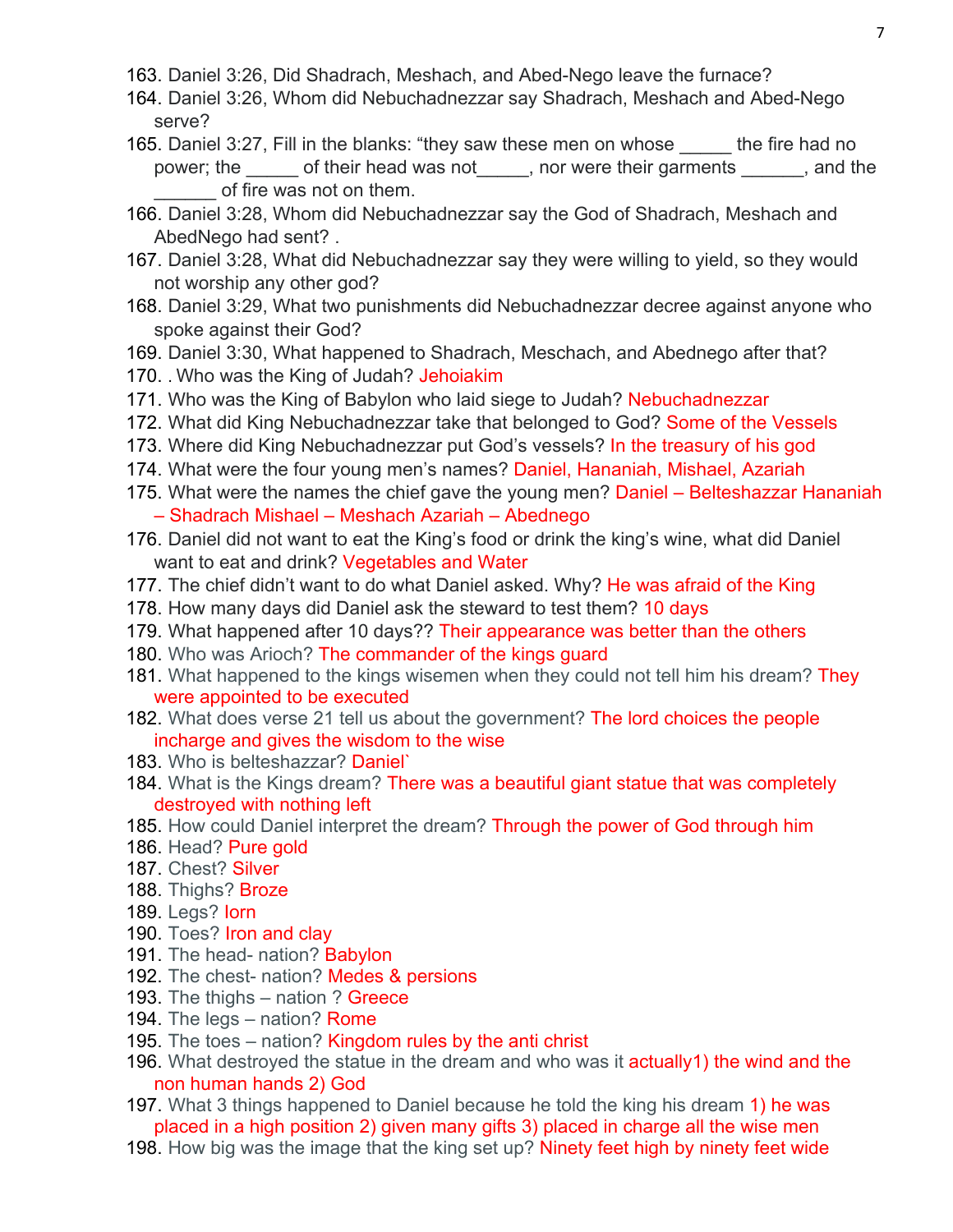163. Daniel 3:26, Did Shadrach, Meshach, and Abed-Nego leave the furnace?
164. Daniel 3:26, Whom did Nebuchadnezzar say Shadrach, Meshach and Abed-Nego serve?
165. Daniel 3:27, Fill in the blanks: "they saw these men on whose _____ the fire had no power; the _____ of their head was not_____, nor were their garments ______, and the ______ of fire was not on them.
166. Daniel 3:28, Whom did Nebuchadnezzar say the God of Shadrach, Meshach and AbedNego had sent? .
167. Daniel 3:28, What did Nebuchadnezzar say they were willing to yield, so they would not worship any other god?
168. Daniel 3:29, What two punishments did Nebuchadnezzar decree against anyone who spoke against their God?
169. Daniel 3:30, What happened to Shadrach, Meschach, and Abednego after that?
170. . Who was the King of Judah? Jehoiakim
171. Who was the King of Babylon who laid siege to Judah? Nebuchadnezzar
172. What did King Nebuchadnezzar take that belonged to God? Some of the Vessels
173. Where did King Nebuchadnezzar put God's vessels? In the treasury of his god
174. What were the four young men's names? Daniel, Hananiah, Mishael, Azariah
175. What were the names the chief gave the young men? Daniel – Belteshazzar Hananiah – Shadrach Mishael – Meshach Azariah – Abednego
176. Daniel did not want to eat the King's food or drink the king's wine, what did Daniel want to eat and drink? Vegetables and Water
177. The chief didn't want to do what Daniel asked. Why? He was afraid of the King
178. How many days did Daniel ask the steward to test them? 10 days
179. What happened after 10 days?? Their appearance was better than the others
180. Who was Arioch? The commander of the kings guard
181. What happened to the kings wisemen when they could not tell him his dream? They were appointed to be executed
182. What does verse 21 tell us about the government? The lord choices the people incharge and gives the wisdom to the wise
183. Who is belteshazzar? Daniel`
184. What is the Kings dream? There was a beautiful giant statue that was completely destroyed with nothing left
185. How could Daniel interpret the dream? Through the power of God through him
186. Head? Pure gold
187. Chest? Silver
188. Thighs? Broze
189. Legs? Iorn
190. Toes? Iron and clay
191. The head- nation? Babylon
192. The chest- nation? Medes & persions
193. The thighs – nation ? Greece
194. The legs – nation? Rome
195. The toes – nation? Kingdom rules by the anti christ
196. What destroyed the statue in the dream and who was it actually1) the wind and the non human hands 2) God
197. What 3 things happened to Daniel because he told the king his dream 1) he was placed in a high position 2) given many gifts 3) placed in charge all the wise men
198. How big was the image that the king set up? Ninety feet high by ninety feet wide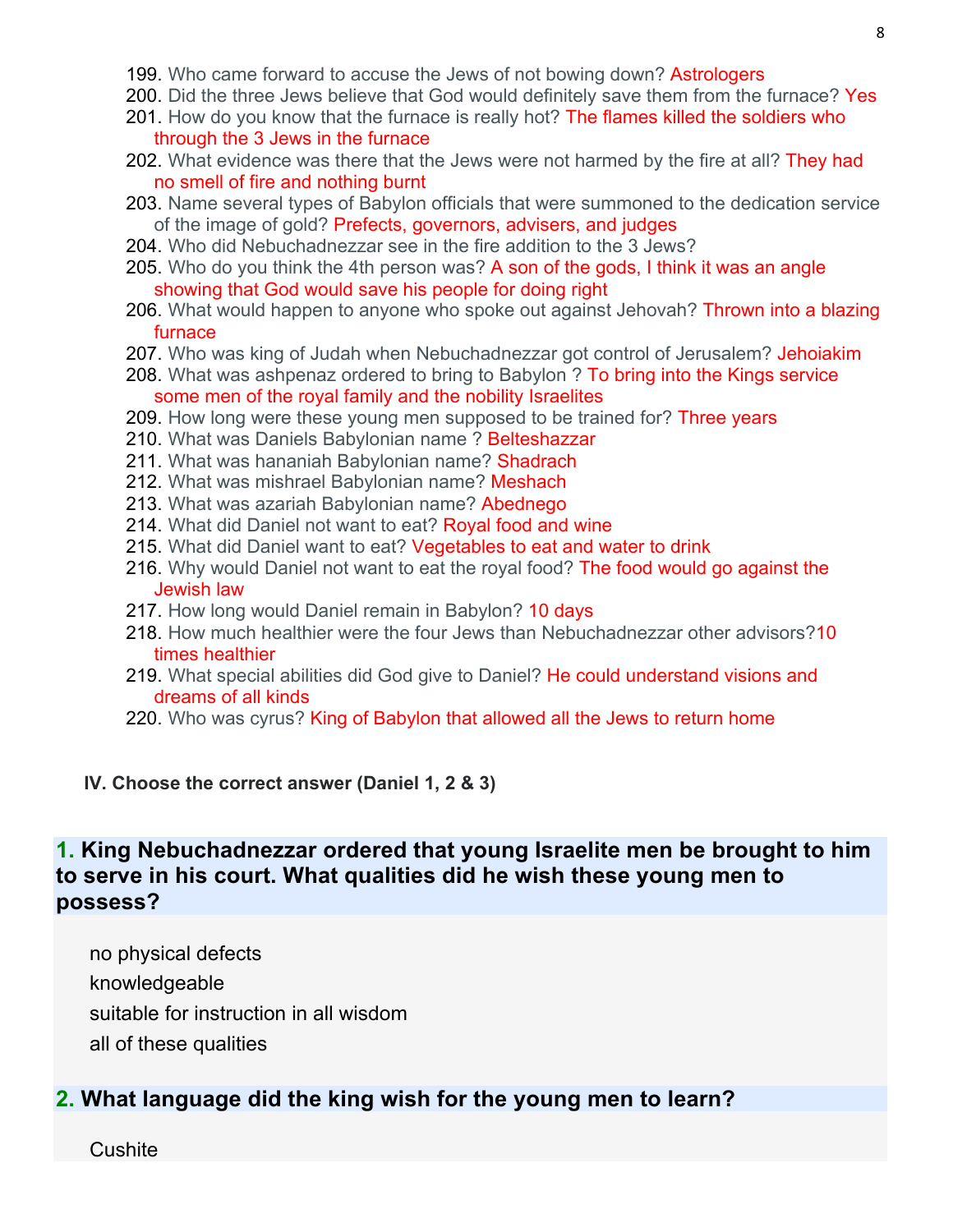199. Who came forward to accuse the Jews of not bowing down? Astrologers
200. Did the three Jews believe that God would definitely save them from the furnace? Yes
201. How do you know that the furnace is really hot? The flames killed the soldiers who through the 3 Jews in the furnace
202. What evidence was there that the Jews were not harmed by the fire at all? They had no smell of fire and nothing burnt
203. Name several types of Babylon officials that were summoned to the dedication service of the image of gold? Prefects, governors, advisers, and judges
204. Who did Nebuchadnezzar see in the fire addition to the 3 Jews?
205. Who do you think the 4th person was? A son of the gods, I think it was an angle showing that God would save his people for doing right
206. What would happen to anyone who spoke out against Jehovah? Thrown into a blazing furnace
207. Who was king of Judah when Nebuchadnezzar got control of Jerusalem? Jehoiakim
208. What was ashpenaz ordered to bring to Babylon ? To bring into the Kings service some men of the royal family and the nobility Israelites
209. How long were these young men supposed to be trained for? Three years
210. What was Daniels Babylonian name ? Belteshazzar
211. What was hananiah Babylonian name? Shadrach
212. What was mishrael Babylonian name? Meshach
213. What was azariah Babylonian name? Abednego
214. What did Daniel not want to eat? Royal food and wine
215. What did Daniel want to eat? Vegetables to eat and water to drink
216. Why would Daniel not want to eat the royal food? The food would go against the Jewish law
217. How long would Daniel remain in Babylon? 10 days
218. How much healthier were the four Jews than Nebuchadnezzar other advisors?10 times healthier
219. What special abilities did God give to Daniel? He could understand visions and dreams of all kinds
220. Who was cyrus? King of Babylon that allowed all the Jews to return home

**IV. Choose the correct answer (Daniel 1, 2 & 3)**

### 1. King Nebuchadnezzar ordered that young Israelite men be brought to him to serve in his court. What qualities did he wish these young men to possess?

no physical defects

knowledgeable

suitable for instruction in all wisdom

all of these qualities

### 2. What language did the king wish for the young men to learn?

Cushite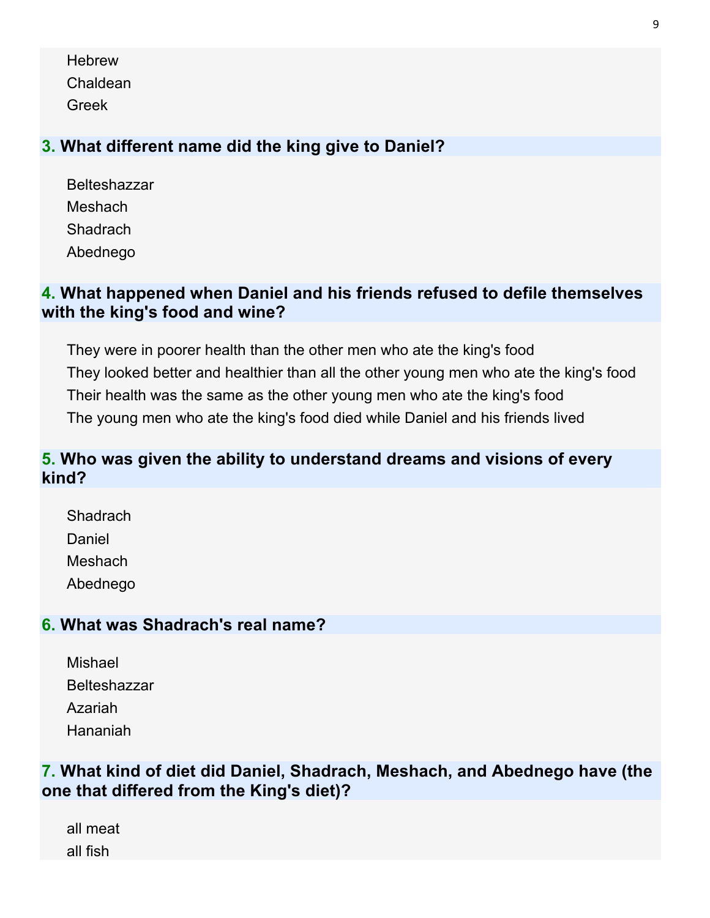Hebrew
Chaldean
Greek

### 3. What different name did the king give to Daniel?

Belteshazzar
Meshach
Shadrach
Abednego

### 4. What happened when Daniel and his friends refused to defile themselves with the king's food and wine?

They were in poorer health than the other men who ate the king's food
They looked better and healthier than all the other young men who ate the king's food
Their health was the same as the other young men who ate the king's food
The young men who ate the king's food died while Daniel and his friends lived

### 5. Who was given the ability to understand dreams and visions of every kind?

Shadrach
Daniel
Meshach
Abednego

### 6. What was Shadrach's real name?

Mishael
Belteshazzar
Azariah
Hananiah

### 7. What kind of diet did Daniel, Shadrach, Meshach, and Abednego have (the one that differed from the King's diet)?

all meat
all fish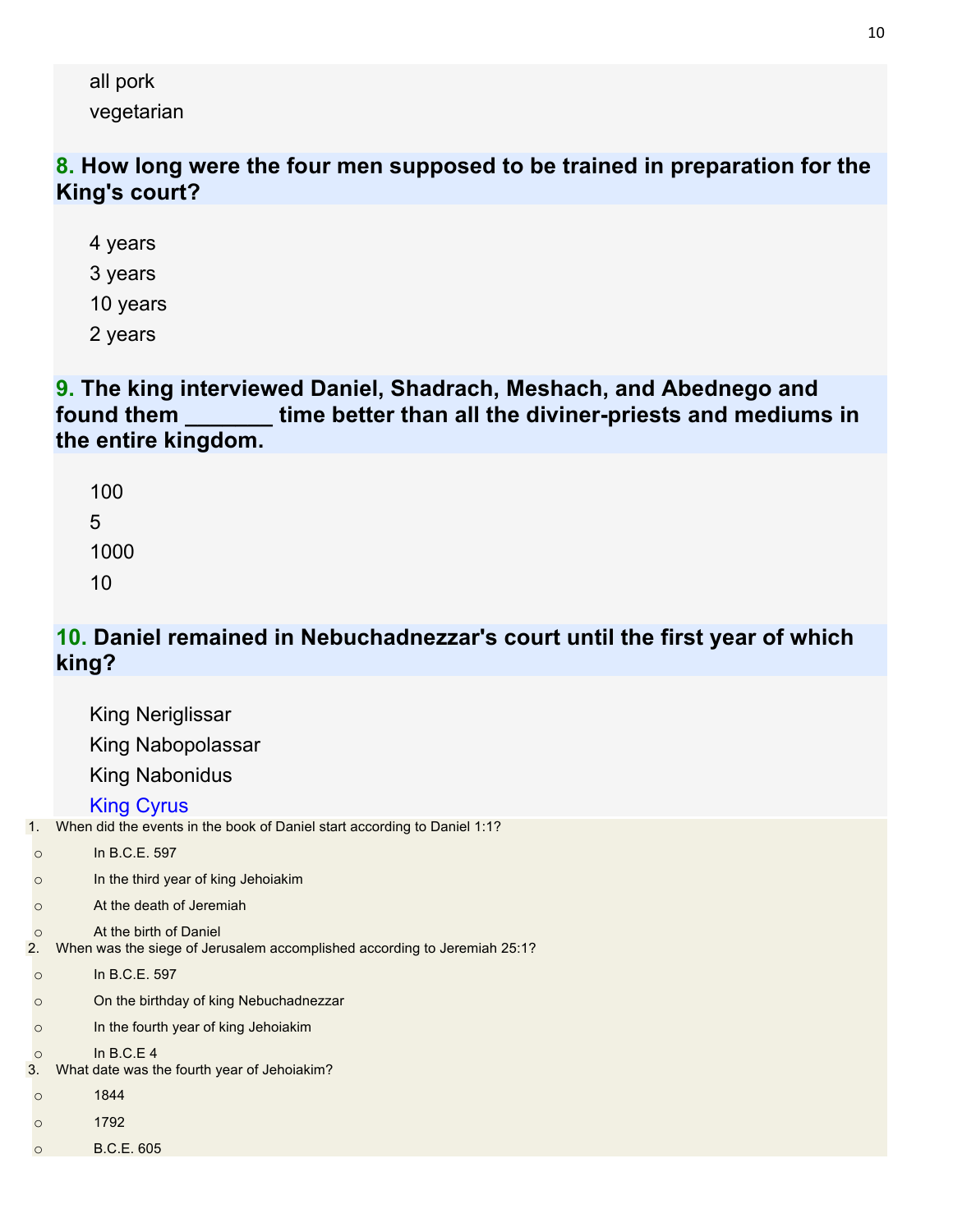all pork

vegetarian

**8. How long were the four men supposed to be trained in preparation for the King's court?**

4 years

3 years

10 years

2 years

**9. The king interviewed Daniel, Shadrach, Meshach, and Abednego and found them _______ time better than all the diviner-priests and mediums in the entire kingdom.**

100

5

1000

10

**10. Daniel remained in Nebuchadnezzar's court until the first year of which king?**

King Neriglissar

King Nabopolassar

King Nabonidus

King Cyrus

1. When did the events in the book of Daniel start according to Daniel 1:1?
   - In B.C.E. 597
   - In the third year of king Jehoiakim
   - At the death of Jeremiah
   - At the birth of Daniel
2. When was the siege of Jerusalem accomplished according to Jeremiah 25:1?
   - In B.C.E. 597
   - On the birthday of king Nebuchadnezzar
   - In the fourth year of king Jehoiakim
   - In B.C.E 4
3. What date was the fourth year of Jehoiakim?
   - 1844
   - 1792
   - B.C.E. 605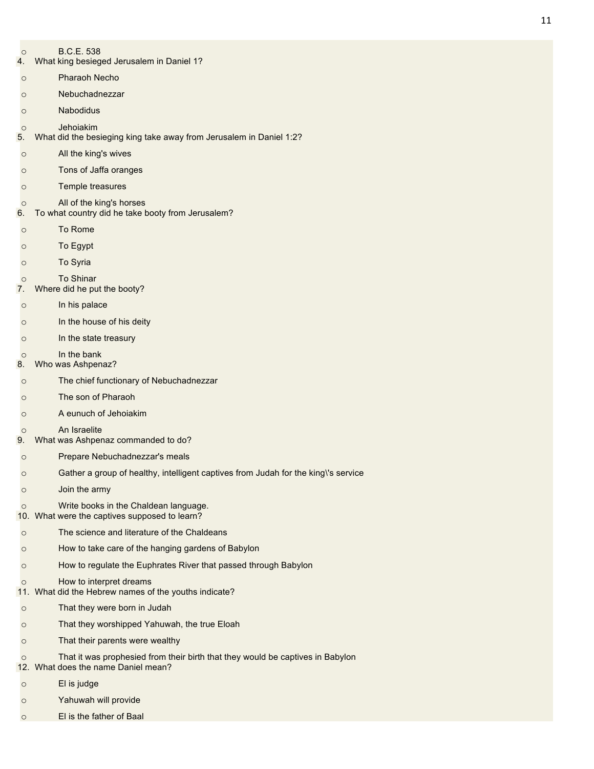- B.C.E. 538

4. What king besieged Jerusalem in Daniel 1?
   - Pharaoh Necho
   - Nebuchadnezzar
   - Nabodidus
   - Jehoiakim
5. What did the besieging king take away from Jerusalem in Daniel 1:2?
   - All the king's wives
   - Tons of Jaffa oranges
   - Temple treasures
   - All of the king's horses
6. To what country did he take booty from Jerusalem?
   - To Rome
   - To Egypt
   - To Syria
   - To Shinar
7. Where did he put the booty?
   - In his palace
   - In the house of his deity
   - In the state treasury
   - In the bank
8. Who was Ashpenaz?
   - The chief functionary of Nebuchadnezzar
   - The son of Pharaoh
   - A eunuch of Jehoiakim
   - An Israelite
9. What was Ashpenaz commanded to do?
   - Prepare Nebuchadnezzar's meals
   - Gather a group of healthy, intelligent captives from Judah for the king\'s service
   - Join the army
   - Write books in the Chaldean language.
10. What were the captives supposed to learn?
    - The science and literature of the Chaldeans
    - How to take care of the hanging gardens of Babylon
    - How to regulate the Euphrates River that passed through Babylon
    - How to interpret dreams
11. What did the Hebrew names of the youths indicate?
    - That they were born in Judah
    - That they worshipped Yahuwah, the true Eloah
    - That their parents were wealthy
    - That it was prophesied from their birth that they would be captives in Babylon
12. What does the name Daniel mean?
    - El is judge
    - Yahuwah will provide
    - El is the father of Baal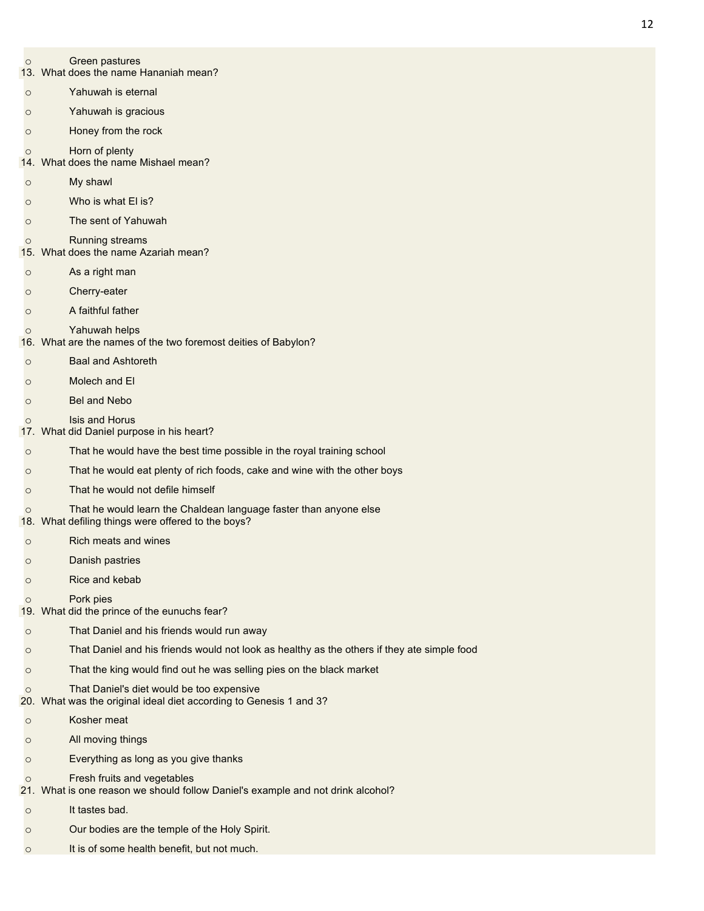- Green pastures

13. What does the name Hananiah mean?

- Yahuwah is eternal
- Yahuwah is gracious
- Honey from the rock
- Horn of plenty

14. What does the name Mishael mean?

- My shawl
- Who is what El is?
- The sent of Yahuwah
- Running streams

15. What does the name Azariah mean?

- As a right man
- Cherry-eater
- A faithful father
- Yahuwah helps

16. What are the names of the two foremost deities of Babylon?

- Baal and Ashtoreth
- Molech and El
- Bel and Nebo
- Isis and Horus

17. What did Daniel purpose in his heart?

- That he would have the best time possible in the royal training school
- That he would eat plenty of rich foods, cake and wine with the other boys
- That he would not defile himself
- That he would learn the Chaldean language faster than anyone else

18. What defiling things were offered to the boys?

- Rich meats and wines
- Danish pastries
- Rice and kebab
- Pork pies

19. What did the prince of the eunuchs fear?

- That Daniel and his friends would run away
- That Daniel and his friends would not look as healthy as the others if they ate simple food
- That the king would find out he was selling pies on the black market
- That Daniel's diet would be too expensive

20. What was the original ideal diet according to Genesis 1 and 3?

- Kosher meat
- All moving things
- Everything as long as you give thanks
- Fresh fruits and vegetables

21. What is one reason we should follow Daniel's example and not drink alcohol?

- It tastes bad.
- Our bodies are the temple of the Holy Spirit.
- It is of some health benefit, but not much.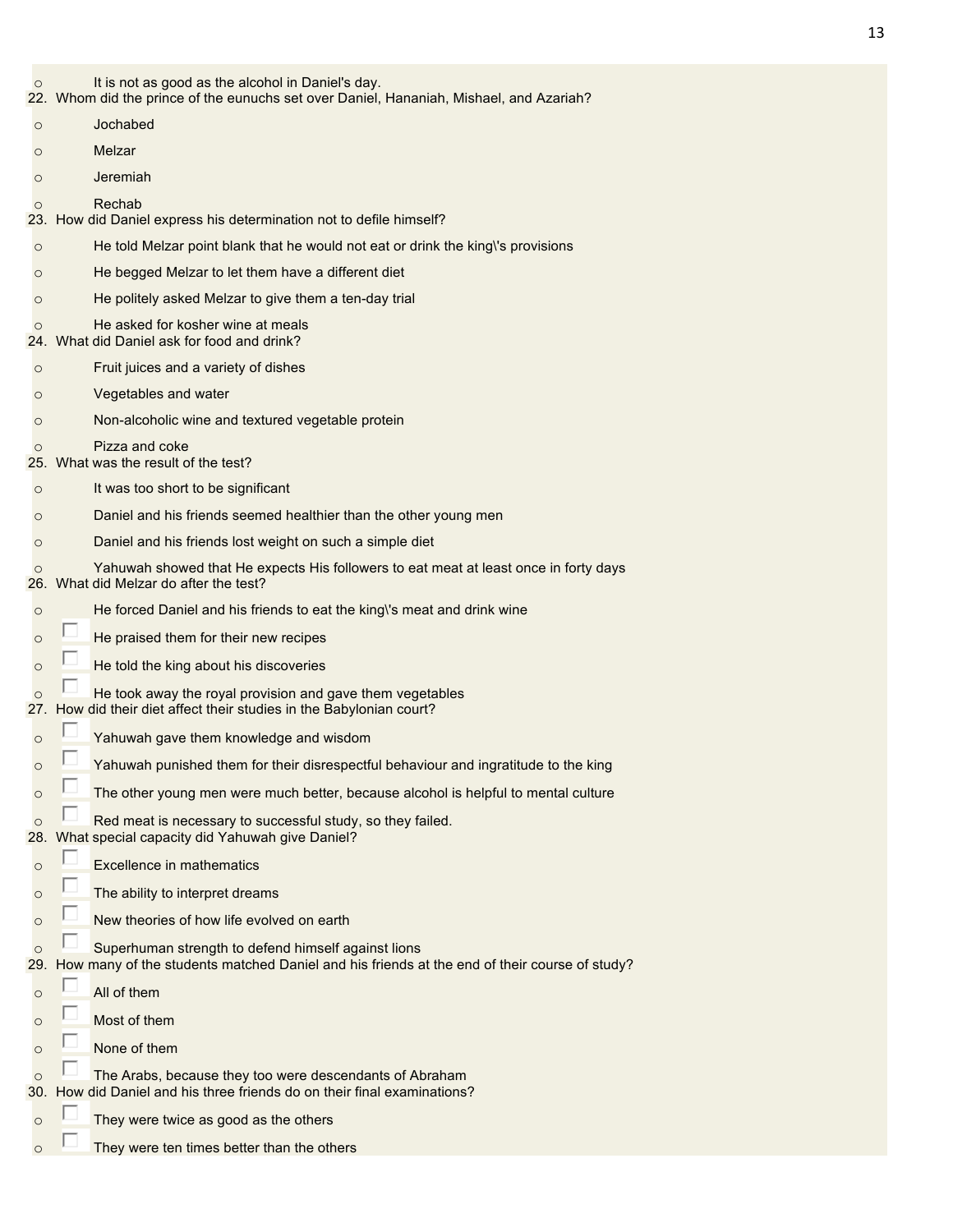- It is not as good as the alcohol in Daniel's day.

22. Whom did the prince of the eunuchs set over Daniel, Hananiah, Mishael, and Azariah?
    - Jochabed
    - Melzar
    - Jeremiah
    - Rechab
23. How did Daniel express his determination not to defile himself?
    - He told Melzar point blank that he would not eat or drink the king\'s provisions
    - He begged Melzar to let them have a different diet
    - He politely asked Melzar to give them a ten-day trial
    - He asked for kosher wine at meals
24. What did Daniel ask for food and drink?
    - Fruit juices and a variety of dishes
    - Vegetables and water
    - Non-alcoholic wine and textured vegetable protein
    - Pizza and coke
25. What was the result of the test?
    - It was too short to be significant
    - Daniel and his friends seemed healthier than the other young men
    - Daniel and his friends lost weight on such a simple diet
    - Yahuwah showed that He expects His followers to eat meat at least once in forty days
26. What did Melzar do after the test?
    - He forced Daniel and his friends to eat the king\'s meat and drink wine
    - He praised them for their new recipes
    - He told the king about his discoveries
    - He took away the royal provision and gave them vegetables
27. How did their diet affect their studies in the Babylonian court?
    - Yahuwah gave them knowledge and wisdom
    - Yahuwah punished them for their disrespectful behaviour and ingratitude to the king
    - The other young men were much better, because alcohol is helpful to mental culture
    - Red meat is necessary to successful study, so they failed.
28. What special capacity did Yahuwah give Daniel?
    - Excellence in mathematics
    - The ability to interpret dreams
    - New theories of how life evolved on earth
    - Superhuman strength to defend himself against lions
29. How many of the students matched Daniel and his friends at the end of their course of study?
    - All of them
    - Most of them
    - None of them
    - The Arabs, because they too were descendants of Abraham
30. How did Daniel and his three friends do on their final examinations?
    - They were twice as good as the others
    - They were ten times better than the others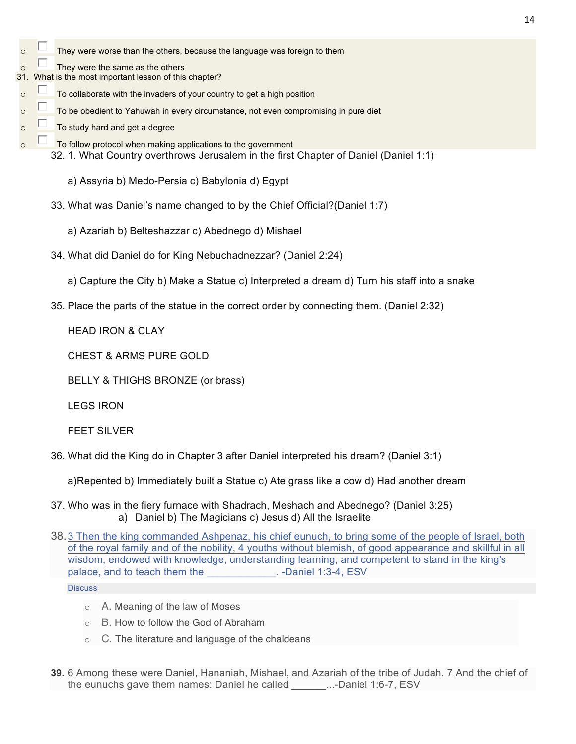- ☐ They were worse than the others, because the language was foreign to them
- ☐ They were the same as the others

31. What is the most important lesson of this chapter?

- ☐ To collaborate with the invaders of your country to get a high position
- ☐ To be obedient to Yahuwah in every circumstance, not even compromising in pure diet
- ☐ To study hard and get a degree
- ☐ To follow protocol when making applications to the government

32. 1. What Country overthrows Jerusalem in the first Chapter of Daniel (Daniel 1:1)

    a) Assyria b) Medo-Persia c) Babylonia d) Egypt

33. What was Daniel's name changed to by the Chief Official?(Daniel 1:7)

    a) Azariah b) Belteshazzar c) Abednego d) Mishael

34. What did Daniel do for King Nebuchadnezzar? (Daniel 2:24)

    a) Capture the City b) Make a Statue c) Interpreted a dream d) Turn his staff into a snake

35. Place the parts of the statue in the correct order by connecting them. (Daniel 2:32)

    HEAD IRON & CLAY

    CHEST & ARMS PURE GOLD

    BELLY & THIGHS BRONZE (or brass)

    LEGS IRON

    FEET SILVER

36. What did the King do in Chapter 3 after Daniel interpreted his dream? (Daniel 3:1)

    a)Repented b) Immediately built a Statue c) Ate grass like a cow d) Had another dream

37. Who was in the fiery furnace with Shadrach, Meshach and Abednego? (Daniel 3:25)
    a) Daniel b) The Magicians c) Jesus d) All the Israelite

38. 3 Then the king commanded Ashpenaz, his chief eunuch, to bring some of the people of Israel, both of the royal family and of the nobility, 4 youths without blemish, of good appearance and skillful in all wisdom, endowed with knowledge, understanding learning, and competent to stand in the king's palace, and to teach them the ____________. -Daniel 1:3-4, ESV

    Discuss

    - A. Meaning of the law of Moses
    - B. How to follow the God of Abraham
    - C. The literature and language of the chaldeans

**39.** 6 Among these were Daniel, Hananiah, Mishael, and Azariah of the tribe of Judah. 7 And the chief of the eunuchs gave them names: Daniel he called _______...-Daniel 1:6-7, ESV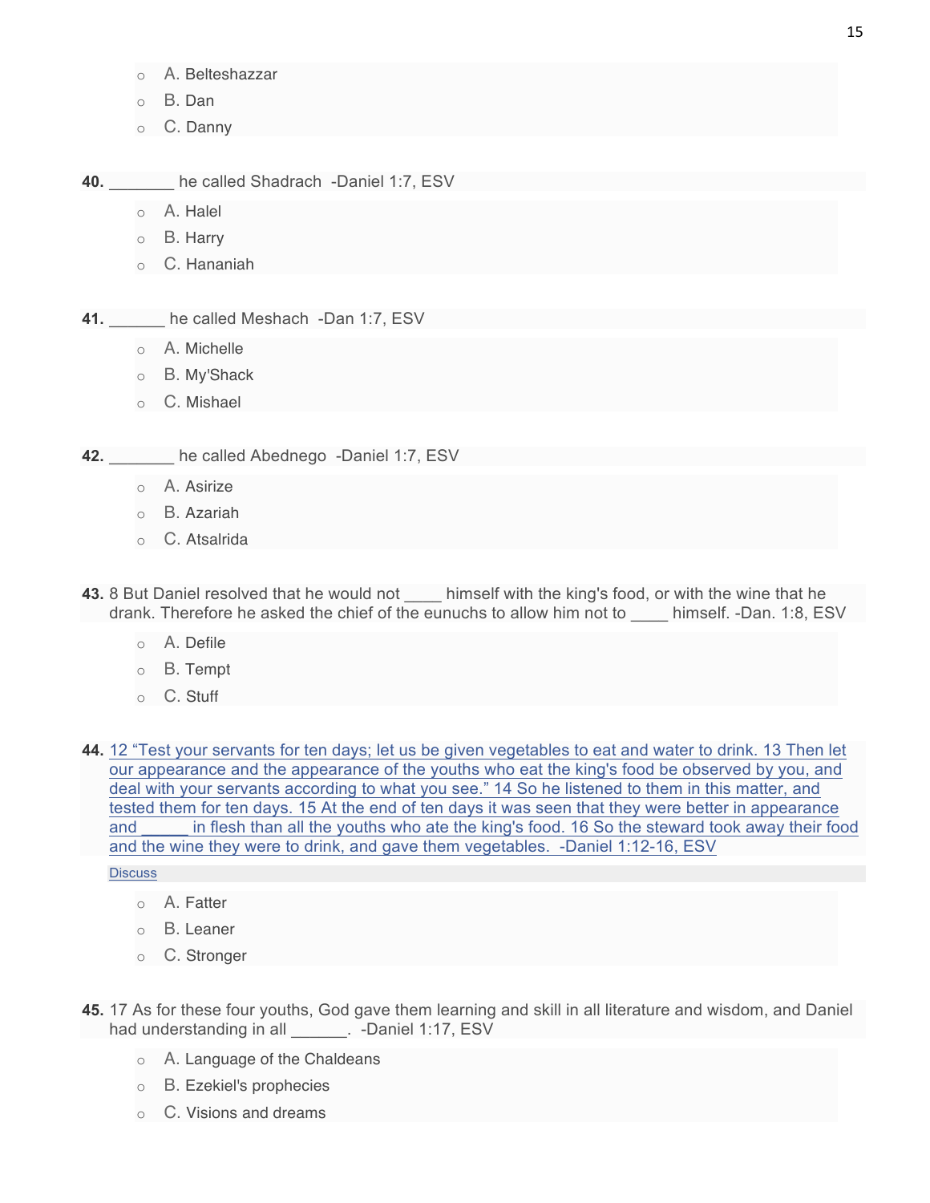- A. Belteshazzar
- B. Dan
- C. Danny

**40.** _______ he called Shadrach -Daniel 1:7, ESV

- A. Halel
- B. Harry
- C. Hananiah

**41.** ______ he called Meshach -Dan 1:7, ESV

- A. Michelle
- B. My'Shack
- C. Mishael

**42.** _______ he called Abednego -Daniel 1:7, ESV

- A. Asirize
- B. Azariah
- C. Atsalrida

**43.** 8 But Daniel resolved that he would not ____ himself with the king's food, or with the wine that he drank. Therefore he asked the chief of the eunuchs to allow him not to ____ himself. -Dan. 1:8, ESV

- A. Defile
- B. Tempt
- C. Stuff

**44.** 12 "Test your servants for ten days; let us be given vegetables to eat and water to drink. 13 Then let our appearance and the appearance of the youths who eat the king's food be observed by you, and deal with your servants according to what you see." 14 So he listened to them in this matter, and tested them for ten days. 15 At the end of ten days it was seen that they were better in appearance and _____ in flesh than all the youths who ate the king's food. 16 So the steward took away their food and the wine they were to drink, and gave them vegetables. -Daniel 1:12-16, ESV

Discuss

- A. Fatter
- B. Leaner
- C. Stronger

**45.** 17 As for these four youths, God gave them learning and skill in all literature and wisdom, and Daniel had understanding in all ______. -Daniel 1:17, ESV

- A. Language of the Chaldeans
- B. Ezekiel's prophecies
- C. Visions and dreams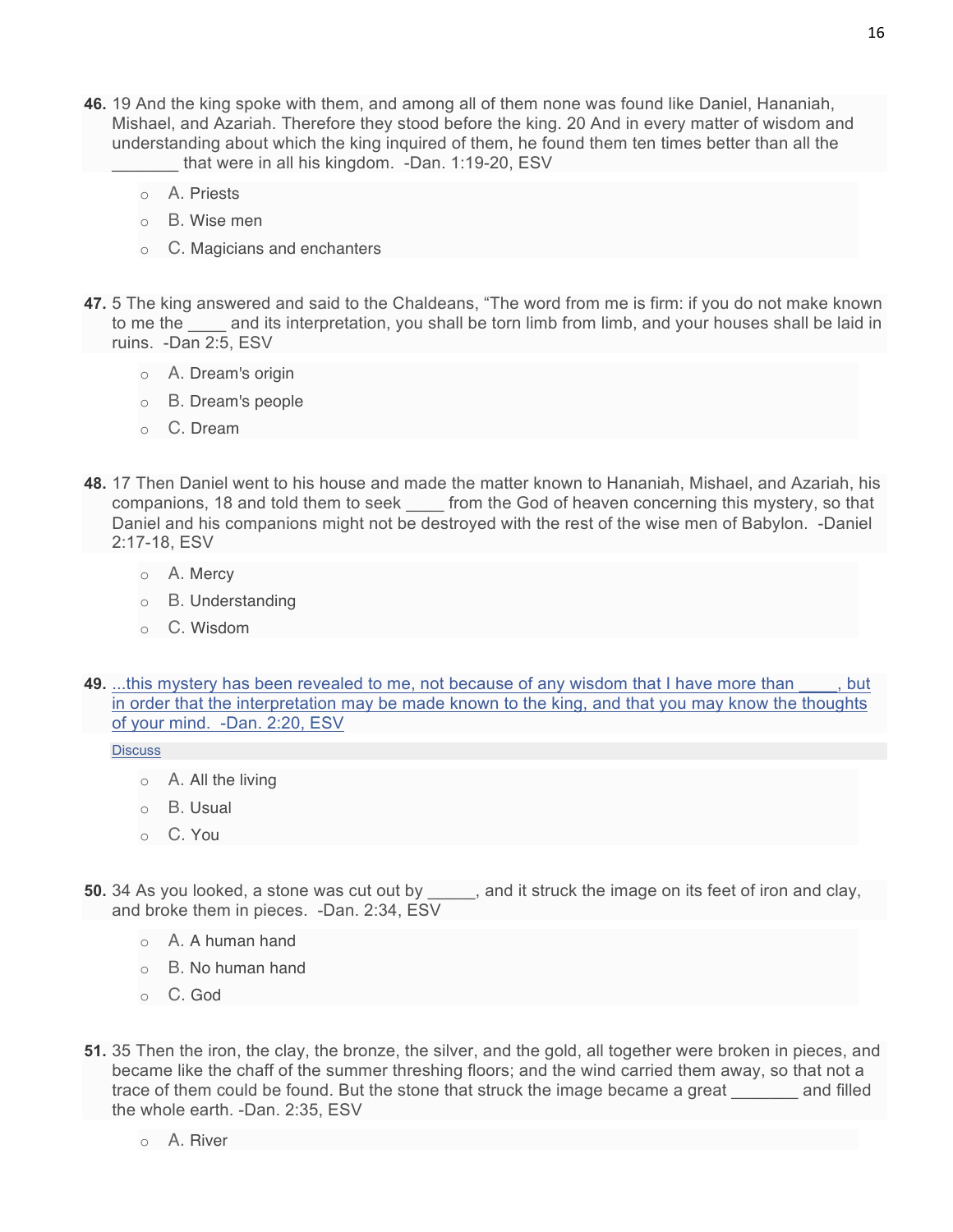**46.** 19 And the king spoke with them, and among all of them none was found like Daniel, Hananiah, Mishael, and Azariah. Therefore they stood before the king. 20 And in every matter of wisdom and understanding about which the king inquired of them, he found them ten times better than all the _______ that were in all his kingdom. -Dan. 1:19-20, ESV

- A. Priests
- B. Wise men
- C. Magicians and enchanters

**47.** 5 The king answered and said to the Chaldeans, "The word from me is firm: if you do not make known to me the ____ and its interpretation, you shall be torn limb from limb, and your houses shall be laid in ruins. -Dan 2:5, ESV

- A. Dream's origin
- B. Dream's people
- C. Dream

**48.** 17 Then Daniel went to his house and made the matter known to Hananiah, Mishael, and Azariah, his companions, 18 and told them to seek ____ from the God of heaven concerning this mystery, so that Daniel and his companions might not be destroyed with the rest of the wise men of Babylon. -Daniel 2:17-18, ESV

- A. Mercy
- B. Understanding
- C. Wisdom

**49.** ...this mystery has been revealed to me, not because of any wisdom that I have more than ____, but in order that the interpretation may be made known to the king, and that you may know the thoughts of your mind. -Dan. 2:20, ESV

Discuss

- A. All the living
- B. Usual
- C. You

**50.** 34 As you looked, a stone was cut out by _____, and it struck the image on its feet of iron and clay, and broke them in pieces. -Dan. 2:34, ESV

- A. A human hand
- B. No human hand
- C. God

**51.** 35 Then the iron, the clay, the bronze, the silver, and the gold, all together were broken in pieces, and became like the chaff of the summer threshing floors; and the wind carried them away, so that not a trace of them could be found. But the stone that struck the image became a great _______ and filled the whole earth. -Dan. 2:35, ESV

- A. River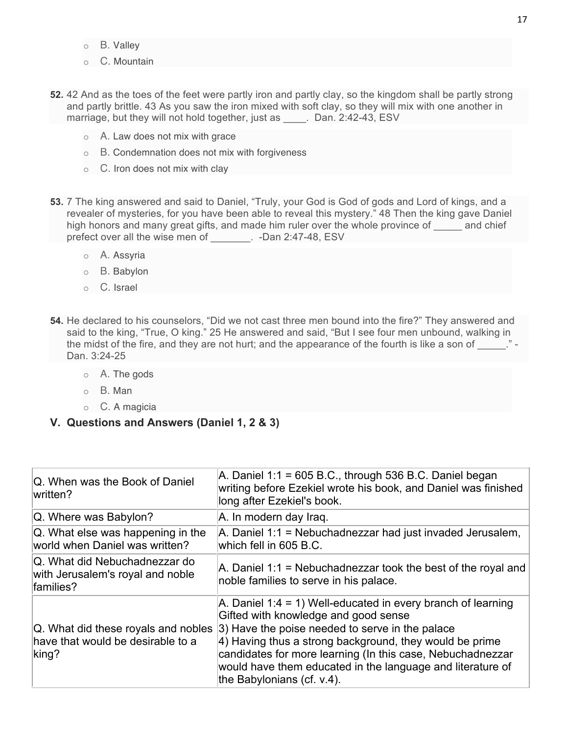- B. Valley
- C. Mountain

**52.** 42 And as the toes of the feet were partly iron and partly clay, so the kingdom shall be partly strong and partly brittle. 43 As you saw the iron mixed with soft clay, so they will mix with one another in marriage, but they will not hold together, just as ____. Dan. 2:42-43, ESV

- A. Law does not mix with grace
- B. Condemnation does not mix with forgiveness
- C. Iron does not mix with clay

**53.** 7 The king answered and said to Daniel, "Truly, your God is God of gods and Lord of kings, and a revealer of mysteries, for you have been able to reveal this mystery." 48 Then the king gave Daniel high honors and many great gifts, and made him ruler over the whole province of _____ and chief prefect over all the wise men of _______. -Dan 2:47-48, ESV

- A. Assyria
- B. Babylon
- C. Israel

**54.** He declared to his counselors, "Did we not cast three men bound into the fire?" They answered and said to the king, "True, O king." 25 He answered and said, "But I see four men unbound, walking in the midst of the fire, and they are not hurt; and the appearance of the fourth is like a son of _____." -Dan. 3:24-25

- A. The gods
- B. Man
- C. A magicia

## V. Questions and Answers (Daniel 1, 2 & 3)

| | |
|---|---|
| Q. When was the Book of Daniel written? | A. Daniel 1:1 = 605 B.C., through 536 B.C. Daniel began writing before Ezekiel wrote his book, and Daniel was finished long after Ezekiel's book. |
| Q. Where was Babylon? | A. In modern day Iraq. |
| Q. What else was happening in the world when Daniel was written? | A. Daniel 1:1 = Nebuchadnezzar had just invaded Jerusalem, which fell in 605 B.C. |
| Q. What did Nebuchadnezzar do with Jerusalem's royal and noble families? | A. Daniel 1:1 = Nebuchadnezzar took the best of the royal and noble families to serve in his palace. |
| Q. What did these royals and nobles have that would be desirable to a king? | A. Daniel 1:4 = 1) Well-educated in every branch of learning Gifted with knowledge and good sense<br>3) Have the poise needed to serve in the palace<br>4) Having thus a strong background, they would be prime candidates for more learning (In this case, Nebuchadnezzar would have them educated in the language and literature of the Babylonians (cf. v.4). |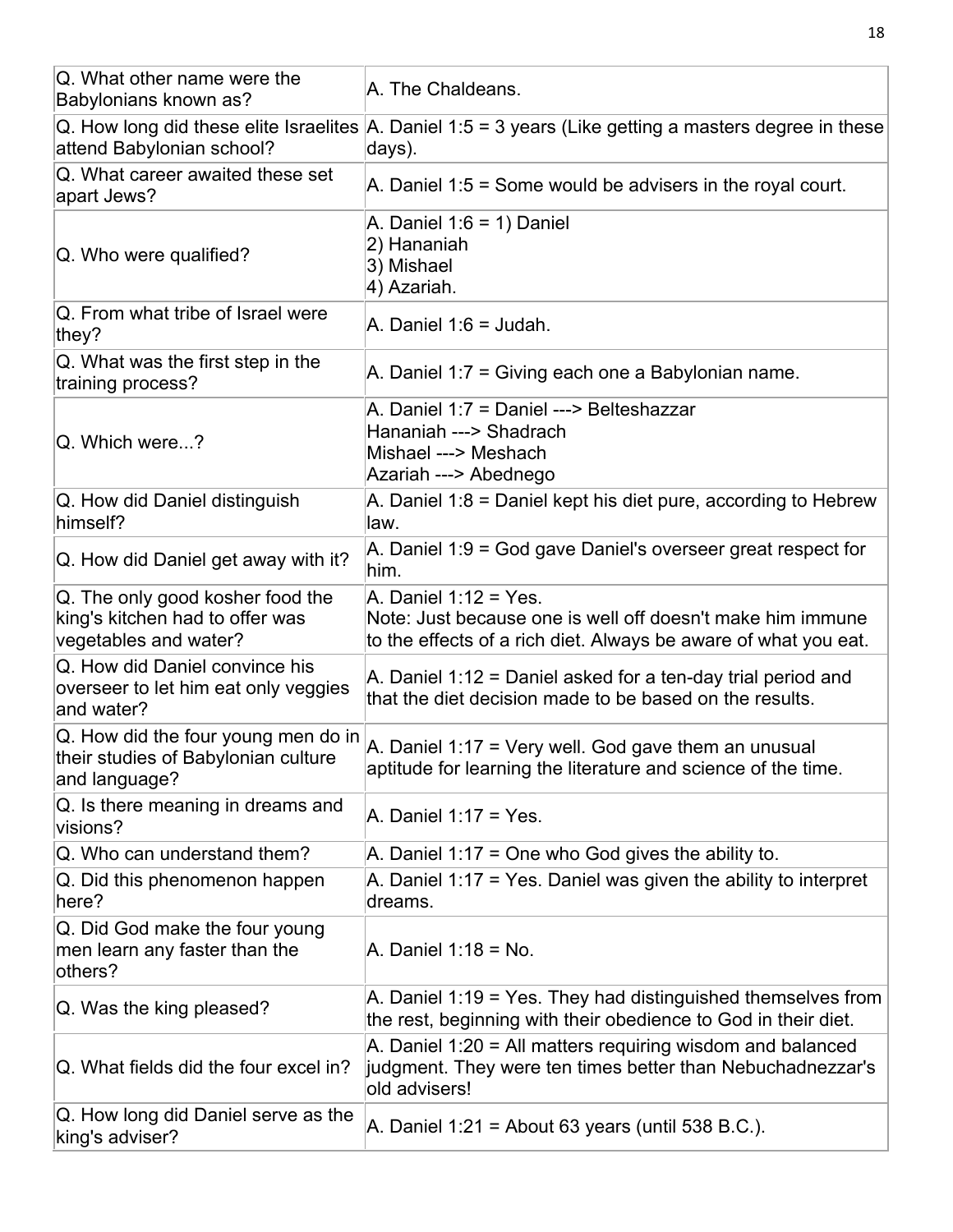| Q. What other name were the Babylonians known as? | A. The Chaldeans. |
|---|---|
| Q. How long did these elite Israelites attend Babylonian school? | A. Daniel 1:5 = 3 years (Like getting a masters degree in these days). |
| Q. What career awaited these set apart Jews? | A. Daniel 1:5 = Some would be advisers in the royal court. |
| Q. Who were qualified? | A. Daniel 1:6 = 1) Daniel<br>2) Hananiah<br>3) Mishael<br>4) Azariah. |
| Q. From what tribe of Israel were they? | A. Daniel 1:6 = Judah. |
| Q. What was the first step in the training process? | A. Daniel 1:7 = Giving each one a Babylonian name. |
| Q. Which were...? | A. Daniel 1:7 = Daniel ---> Belteshazzar<br>Hananiah ---> Shadrach<br>Mishael ---> Meshach<br>Azariah ---> Abednego |
| Q. How did Daniel distinguish himself? | A. Daniel 1:8 = Daniel kept his diet pure, according to Hebrew law. |
| Q. How did Daniel get away with it? | A. Daniel 1:9 = God gave Daniel's overseer great respect for him. |
| Q. The only good kosher food the king's kitchen had to offer was vegetables and water? | A. Daniel 1:12 = Yes.<br>Note: Just because one is well off doesn't make him immune to the effects of a rich diet. Always be aware of what you eat. |
| Q. How did Daniel convince his overseer to let him eat only veggies and water? | A. Daniel 1:12 = Daniel asked for a ten-day trial period and that the diet decision made to be based on the results. |
| Q. How did the four young men do in their studies of Babylonian culture and language? | A. Daniel 1:17 = Very well. God gave them an unusual aptitude for learning the literature and science of the time. |
| Q. Is there meaning in dreams and visions? | A. Daniel 1:17 = Yes. |
| Q. Who can understand them? | A. Daniel 1:17 = One who God gives the ability to. |
| Q. Did this phenomenon happen here? | A. Daniel 1:17 = Yes. Daniel was given the ability to interpret dreams. |
| Q. Did God make the four young men learn any faster than the others? | A. Daniel 1:18 = No. |
| Q. Was the king pleased? | A. Daniel 1:19 = Yes. They had distinguished themselves from the rest, beginning with their obedience to God in their diet. |
| Q. What fields did the four excel in? | A. Daniel 1:20 = All matters requiring wisdom and balanced judgment. They were ten times better than Nebuchadnezzar's old advisers! |
| Q. How long did Daniel serve as the king's adviser? | A. Daniel 1:21 = About 63 years (until 538 B.C.). |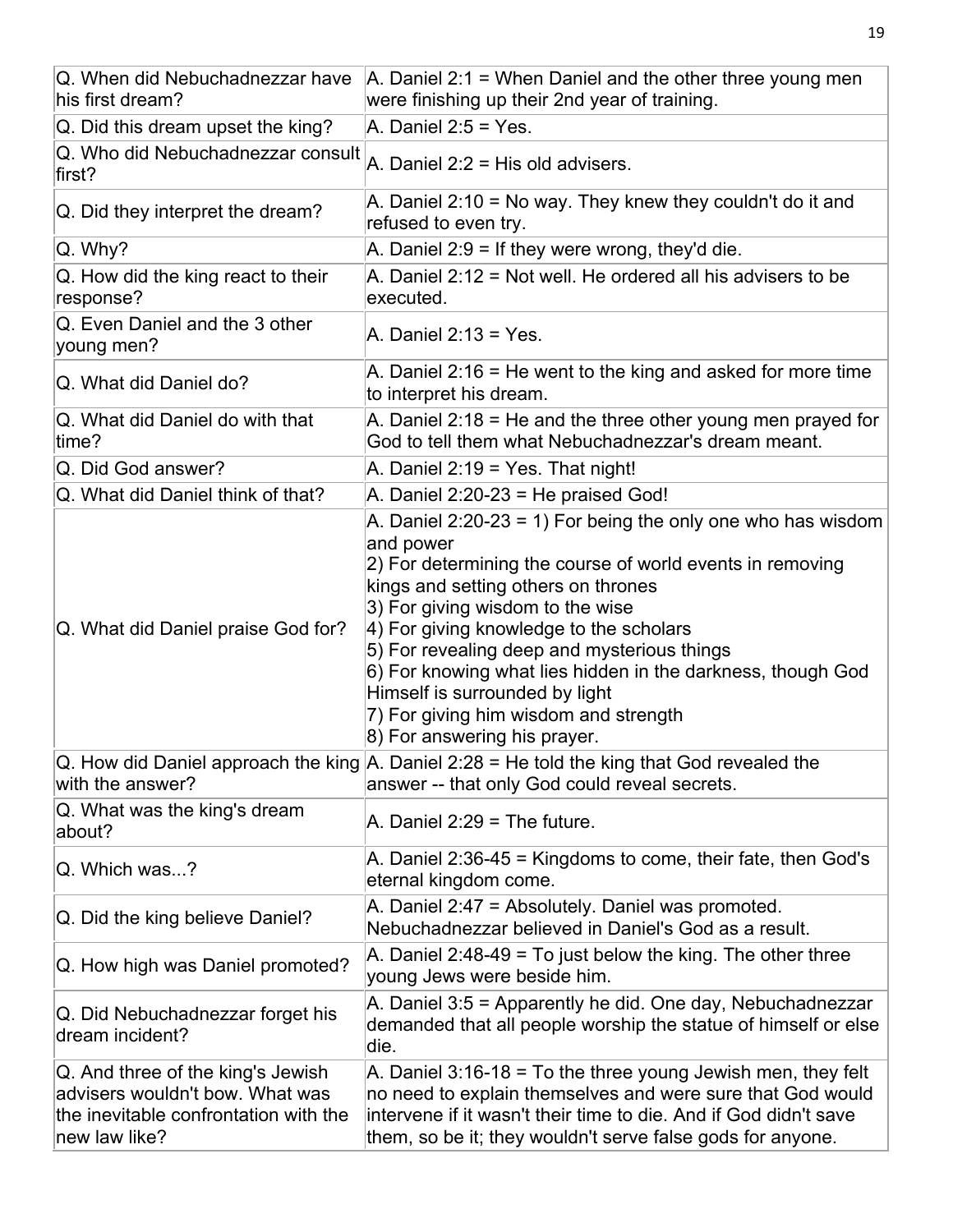| Q. When did Nebuchadnezzar have his first dream? | A. Daniel 2:1 = When Daniel and the other three young men were finishing up their 2nd year of training. |
|---|---|
| Q. Did this dream upset the king? | A. Daniel 2:5 = Yes. |
| Q. Who did Nebuchadnezzar consult first? | A. Daniel 2:2 = His old advisers. |
| Q. Did they interpret the dream? | A. Daniel 2:10 = No way. They knew they couldn't do it and refused to even try. |
| Q. Why? | A. Daniel 2:9 = If they were wrong, they'd die. |
| Q. How did the king react to their response? | A. Daniel 2:12 = Not well. He ordered all his advisers to be executed. |
| Q. Even Daniel and the 3 other young men? | A. Daniel 2:13 = Yes. |
| Q. What did Daniel do? | A. Daniel 2:16 = He went to the king and asked for more time to interpret his dream. |
| Q. What did Daniel do with that time? | A. Daniel 2:18 = He and the three other young men prayed for God to tell them what Nebuchadnezzar's dream meant. |
| Q. Did God answer? | A. Daniel 2:19 = Yes. That night! |
| Q. What did Daniel think of that? | A. Daniel 2:20-23 = He praised God! |
| Q. What did Daniel praise God for? | A. Daniel 2:20-23 = 1) For being the only one who has wisdom and power<br>2) For determining the course of world events in removing kings and setting others on thrones<br>3) For giving wisdom to the wise<br>4) For giving knowledge to the scholars<br>5) For revealing deep and mysterious things<br>6) For knowing what lies hidden in the darkness, though God Himself is surrounded by light<br>7) For giving him wisdom and strength<br>8) For answering his prayer. |
| Q. How did Daniel approach the king with the answer? | A. Daniel 2:28 = He told the king that God revealed the answer -- that only God could reveal secrets. |
| Q. What was the king's dream about? | A. Daniel 2:29 = The future. |
| Q. Which was...? | A. Daniel 2:36-45 = Kingdoms to come, their fate, then God's eternal kingdom come. |
| Q. Did the king believe Daniel? | A. Daniel 2:47 = Absolutely. Daniel was promoted. Nebuchadnezzar believed in Daniel's God as a result. |
| Q. How high was Daniel promoted? | A. Daniel 2:48-49 = To just below the king. The other three young Jews were beside him. |
| Q. Did Nebuchadnezzar forget his dream incident? | A. Daniel 3:5 = Apparently he did. One day, Nebuchadnezzar demanded that all people worship the statue of himself or else die. |
| Q. And three of the king's Jewish advisers wouldn't bow. What was the inevitable confrontation with the new law like? | A. Daniel 3:16-18 = To the three young Jewish men, they felt no need to explain themselves and were sure that God would intervene if it wasn't their time to die. And if God didn't save them, so be it; they wouldn't serve false gods for anyone. |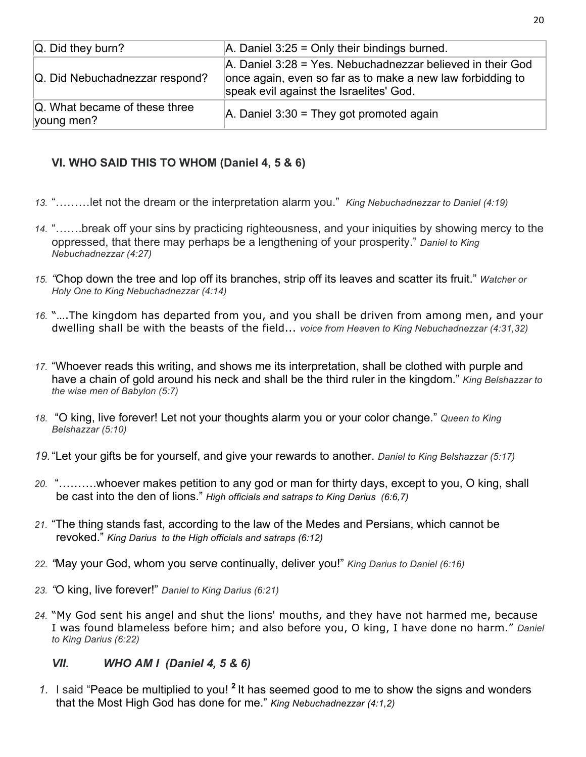| Q. Did they burn? | A. Daniel 3:25 = Only their bindings burned. |
|---|---|
| Q. Did Nebuchadnezzar respond? | A. Daniel 3:28 = Yes. Nebuchadnezzar believed in their God once again, even so far as to make a new law forbidding to speak evil against the Israelites' God. |
| Q. What became of these three young men? | A. Daniel 3:30 = They got promoted again |

### VI. WHO SAID THIS TO WHOM (Daniel 4, 5 & 6)

13. "………let not the dream or the interpretation alarm you." *King Nebuchadnezzar to Daniel (4:19)*

14. "…….break off your sins by practicing righteousness, and your iniquities by showing mercy to the oppressed, that there may perhaps be a lengthening of your prosperity." *Daniel to King Nebuchadnezzar (4:27)*

15. "Chop down the tree and lop off its branches, strip off its leaves and scatter its fruit." *Watcher or Holy One to King Nebuchadnezzar (4:14)*

16. "....The kingdom has departed from you, and you shall be driven from among men, and your dwelling shall be with the beasts of the field… *voice from Heaven to King Nebuchadnezzar (4:31,32)*

17. "Whoever reads this writing, and shows me its interpretation, shall be clothed with purple and have a chain of gold around his neck and shall be the third ruler in the kingdom." *King Belshazzar to the wise men of Babylon (5:7)*

18. "O king, live forever! Let not your thoughts alarm you or your color change." *Queen to King Belshazzar (5:10)*

19. "Let your gifts be for yourself, and give your rewards to another. *Daniel to King Belshazzar (5:17)*

20. "……….whoever makes petition to any god or man for thirty days, except to you, O king, shall be cast into the den of lions." *High officials and satraps to King Darius (6:6,7)*

21. "The thing stands fast, according to the law of the Medes and Persians, which cannot be revoked." *King Darius to the High officials and satraps (6:12)*

22. "May your God, whom you serve continually, deliver you!" *King Darius to Daniel (6:16)*

23. "O king, live forever!" *Daniel to King Darius (6:21)*

24. "My God sent his angel and shut the lions' mouths, and they have not harmed me, because I was found blameless before him; and also before you, O king, I have done no harm." *Daniel to King Darius (6:22)*

### *VII. WHO AM I (Daniel 4, 5 & 6)*

1. I said "Peace be multiplied to you! [2] It has seemed good to me to show the signs and wonders that the Most High God has done for me." *King Nebuchadnezzar (4:1,2)*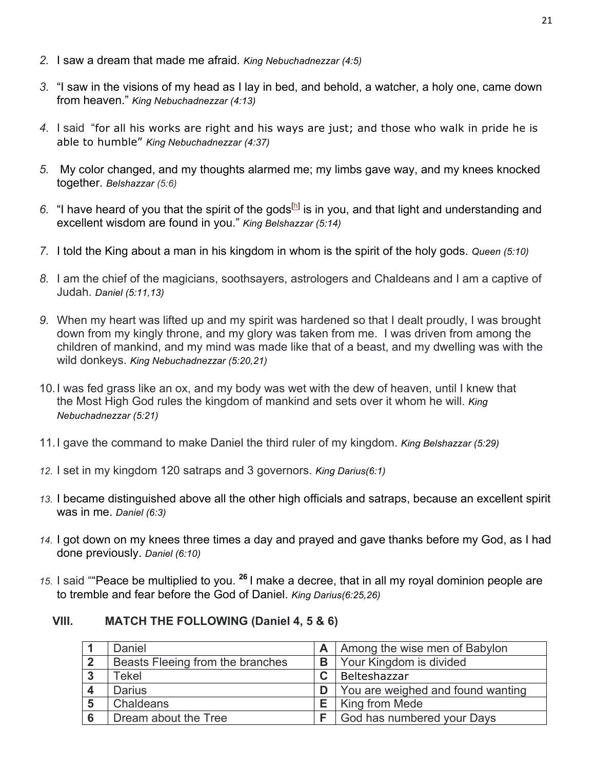2. I saw a dream that made me afraid. *King Nebuchadnezzar (4:5)*

3. "I saw in the visions of my head as I lay in bed, and behold, a watcher, a holy one, came down from heaven." *King Nebuchadnezzar (4:13)*

4. I said "for all his works are right and his ways are just; and those who walk in pride he is able to humble" *King Nebuchadnezzar (4:37)*

5. My color changed, and my thoughts alarmed me; my limbs gave way, and my knees knocked together. *Belshazzar (5:6)*

6. "I have heard of you that the spirit of the gods[h] is in you, and that light and understanding and excellent wisdom are found in you." *King Belshazzar (5:14)*

7. I told the King about a man in his kingdom in whom is the spirit of the holy gods. *Queen (5:10)*

8. I am the chief of the magicians, soothsayers, astrologers and Chaldeans and I am a captive of Judah. *Daniel (5:11,13)*

9. When my heart was lifted up and my spirit was hardened so that I dealt proudly, I was brought down from my kingly throne, and my glory was taken from me. I was driven from among the children of mankind, and my mind was made like that of a beast, and my dwelling was with the wild donkeys. *King Nebuchadnezzar (5:20,21)*

10. I was fed grass like an ox, and my body was wet with the dew of heaven, until I knew that the Most High God rules the kingdom of mankind and sets over it whom he will. *King Nebuchadnezzar (5:21)*

11. I gave the command to make Daniel the third ruler of my kingdom. *King Belshazzar (5:29)*

12. I set in my kingdom 120 satraps and 3 governors. *King Darius(6:1)*

13. I became distinguished above all the other high officials and satraps, because an excellent spirit was in me. *Daniel (6:3)*

14. I got down on my knees three times a day and prayed and gave thanks before my God, as I had done previously. *Daniel (6:10)*

15. I said ""Peace be multiplied to you. **26** I make a decree, that in all my royal dominion people are to tremble and fear before the God of Daniel. *King Darius(6:25,26)*

## VIII. MATCH THE FOLLOWING (Daniel 4, 5 & 6)

| | | | |
|---|---|---|---|
| **1** | Daniel | **A** | Among the wise men of Babylon |
| **2** | Beasts Fleeing from the branches | **B** | Your Kingdom is divided |
| **3** | Tekel | **C** | Belteshazzar |
| **4** | Darius | **D** | You are weighed and found wanting |
| **5** | Chaldeans | **E** | King from Mede |
| **6** | Dream about the Tree | **F** | God has numbered your Days |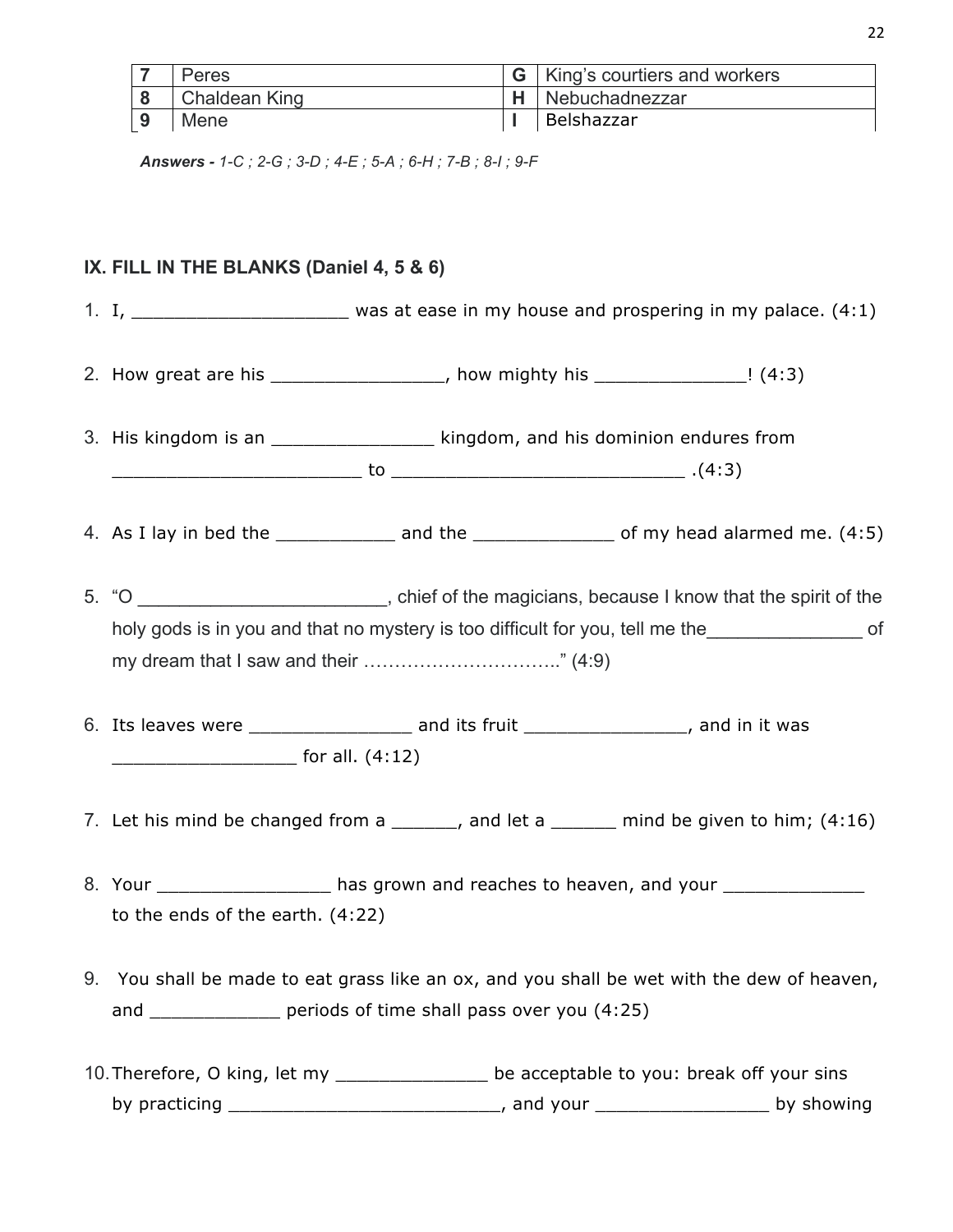| 7 | Peres | G | King's courtiers and workers |
|---|---|---|---|
| 8 | Chaldean King | H | Nebuchadnezzar |
| 9 | Mene | I | Belshazzar |

***Answers -** 1-C ; 2-G ; 3-D ; 4-E ; 5-A ; 6-H ; 7-B ; 8-I ; 9-F*

## IX. FILL IN THE BLANKS (Daniel 4, 5 & 6)

1. I, ____________________ was at ease in my house and prospering in my palace. (4:1)

2. How great are his ________________, how mighty his ______________! (4:3)

3. His kingdom is an _______________ kingdom, and his dominion endures from _______________________ to ___________________________ .(4:3)

4. As I lay in bed the ___________ and the _____________ of my head alarmed me. (4:5)

5. "O ________________________, chief of the magicians, because I know that the spirit of the holy gods is in you and that no mystery is too difficult for you, tell me the_______________ of my dream that I saw and their ………………………….." (4:9)

6. Its leaves were _______________ and its fruit _______________, and in it was _________________ for all. (4:12)

7. Let his mind be changed from a ______, and let a ______ mind be given to him; (4:16)

8. Your ________________ has grown and reaches to heaven, and your _____________ to the ends of the earth. (4:22)

9. You shall be made to eat grass like an ox, and you shall be wet with the dew of heaven, and ____________ periods of time shall pass over you (4:25)

10. Therefore, O king, let my ______________ be acceptable to you: break off your sins by practicing _________________________, and your ________________ by showing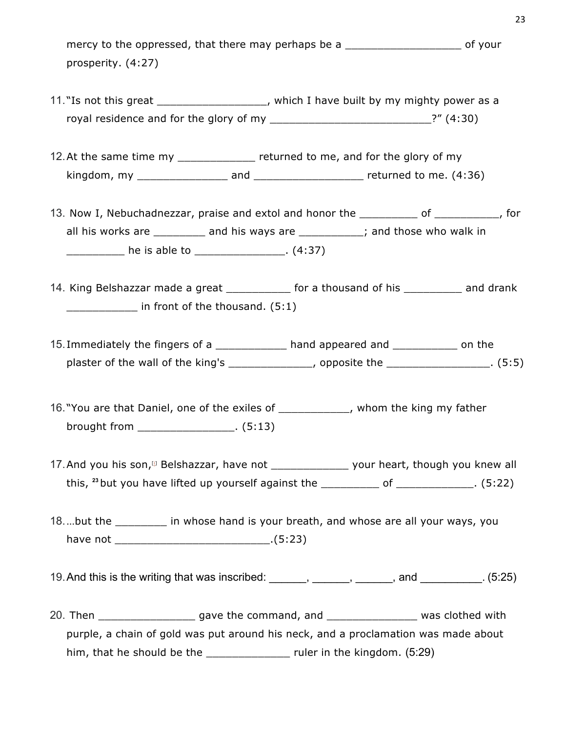mercy to the oppressed, that there may perhaps be a __________________ of your prosperity. (4:27)

11. "Is not this great _________________, which I have built by my mighty power as a royal residence and for the glory of my _________________________?" (4:30)

12. At the same time my ____________ returned to me, and for the glory of my kingdom, my ______________ and _________________ returned to me. (4:36)

13. Now I, Nebuchadnezzar, praise and extol and honor the _________ of __________, for all his works are ________ and his ways are __________; and those who walk in _________ he is able to ______________. (4:37)

14. King Belshazzar made a great __________ for a thousand of his _________ and drank ___________ in front of the thousand. (5:1)

15. Immediately the fingers of a ___________ hand appeared and __________ on the plaster of the wall of the king's _____________, opposite the ________________. (5:5)

16. "You are that Daniel, one of the exiles of ___________, whom the king my father brought from _______________. (5:13)

17. And you his son,[j] Belshazzar, have not ____________ your heart, though you knew all this, [23] but you have lifted up yourself against the _________ of ____________. (5:22)

18. …but the ________ in whose hand is your breath, and whose are all your ways, you have not ________________________.(5:23)

19. And this is the writing that was inscribed: ______, ______, ______, and __________. (5:25)

20. Then _______________ gave the command, and ______________ was clothed with purple, a chain of gold was put around his neck, and a proclamation was made about him, that he should be the _____________ ruler in the kingdom. (5:29)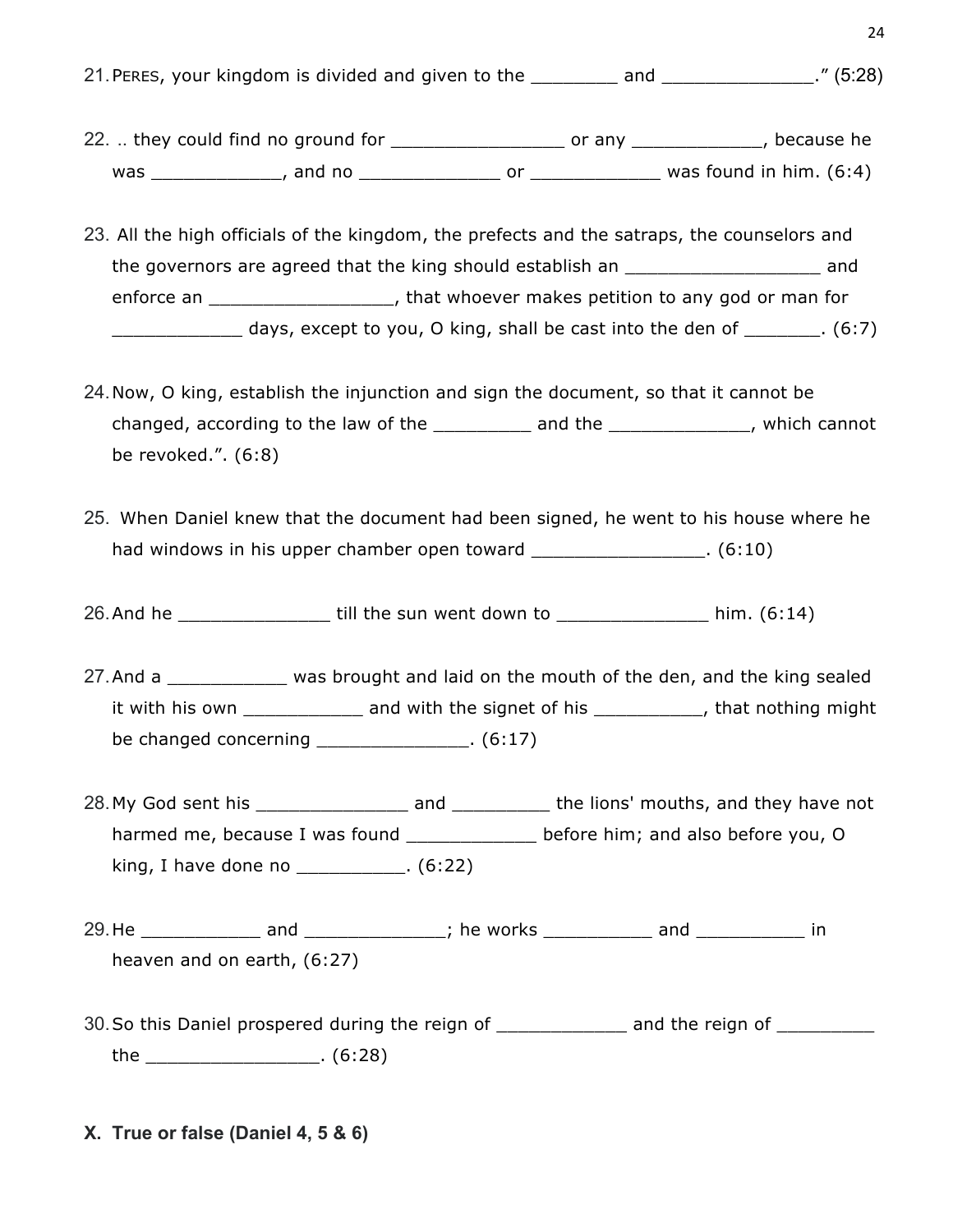21. PERES, your kingdom is divided and given to the ________ and ______________." (5:28)

22. .. they could find no ground for ________________ or any ____________, because he was ____________, and no _____________ or ____________ was found in him. (6:4)

23. All the high officials of the kingdom, the prefects and the satraps, the counselors and the governors are agreed that the king should establish an __________________ and enforce an _________________, that whoever makes petition to any god or man for ____________ days, except to you, O king, shall be cast into the den of _______. (6:7)

24. Now, O king, establish the injunction and sign the document, so that it cannot be changed, according to the law of the _________ and the _____________, which cannot be revoked.". (6:8)

25. When Daniel knew that the document had been signed, he went to his house where he had windows in his upper chamber open toward ________________. (6:10)

26. And he ______________ till the sun went down to ______________ him. (6:14)

27. And a ___________ was brought and laid on the mouth of the den, and the king sealed it with his own ___________ and with the signet of his __________, that nothing might be changed concerning ______________. (6:17)

28. My God sent his ______________ and _________ the lions' mouths, and they have not harmed me, because I was found ____________ before him; and also before you, O king, I have done no __________. (6:22)

29. He ___________ and _____________; he works __________ and __________ in heaven and on earth, (6:27)

30. So this Daniel prospered during the reign of ____________ and the reign of _________ the ________________. (6:28)

**X. True or false (Daniel 4, 5 & 6)**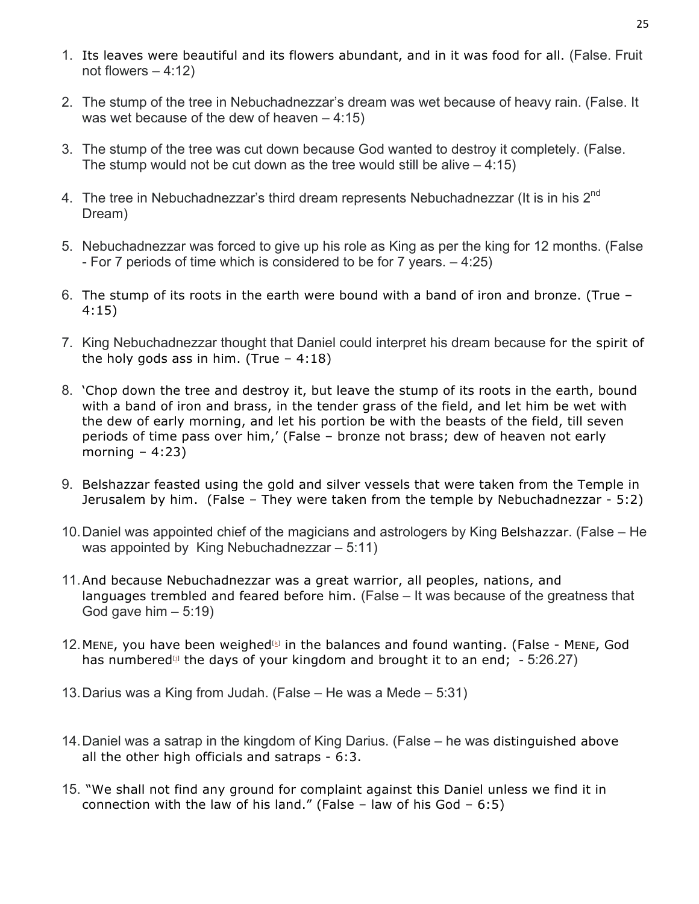1. Its leaves were beautiful and its flowers abundant, and in it was food for all. (False. Fruit not flowers – 4:12)

2. The stump of the tree in Nebuchadnezzar's dream was wet because of heavy rain. (False. It was wet because of the dew of heaven – 4:15)

3. The stump of the tree was cut down because God wanted to destroy it completely. (False. The stump would not be cut down as the tree would still be alive – 4:15)

4. The tree in Nebuchadnezzar's third dream represents Nebuchadnezzar (It is in his 2nd Dream)

5. Nebuchadnezzar was forced to give up his role as King as per the king for 12 months. (False - For 7 periods of time which is considered to be for 7 years. – 4:25)

6. The stump of its roots in the earth were bound with a band of iron and bronze. (True – 4:15)

7. King Nebuchadnezzar thought that Daniel could interpret his dream because for the spirit of the holy gods ass in him. (True – 4:18)

8. 'Chop down the tree and destroy it, but leave the stump of its roots in the earth, bound with a band of iron and brass, in the tender grass of the field, and let him be wet with the dew of early morning, and let his portion be with the beasts of the field, till seven periods of time pass over him,' (False – bronze not brass; dew of heaven not early morning – 4:23)

9. Belshazzar feasted using the gold and silver vessels that were taken from the Temple in Jerusalem by him. (False – They were taken from the temple by Nebuchadnezzar - 5:2)

10. Daniel was appointed chief of the magicians and astrologers by King Belshazzar. (False – He was appointed by King Nebuchadnezzar – 5:11)

11. And because Nebuchadnezzar was a great warrior, all peoples, nations, and languages trembled and feared before him. (False – It was because of the greatness that God gave him – 5:19)

12. MENE, you have been weighed[k] in the balances and found wanting. (False - MENE, God has numbered[j] the days of your kingdom and brought it to an end; - 5:26.27)

13. Darius was a King from Judah. (False – He was a Mede – 5:31)

14. Daniel was a satrap in the kingdom of King Darius. (False – he was distinguished above all the other high officials and satraps - 6:3.

15. "We shall not find any ground for complaint against this Daniel unless we find it in connection with the law of his land." (False – law of his God – 6:5)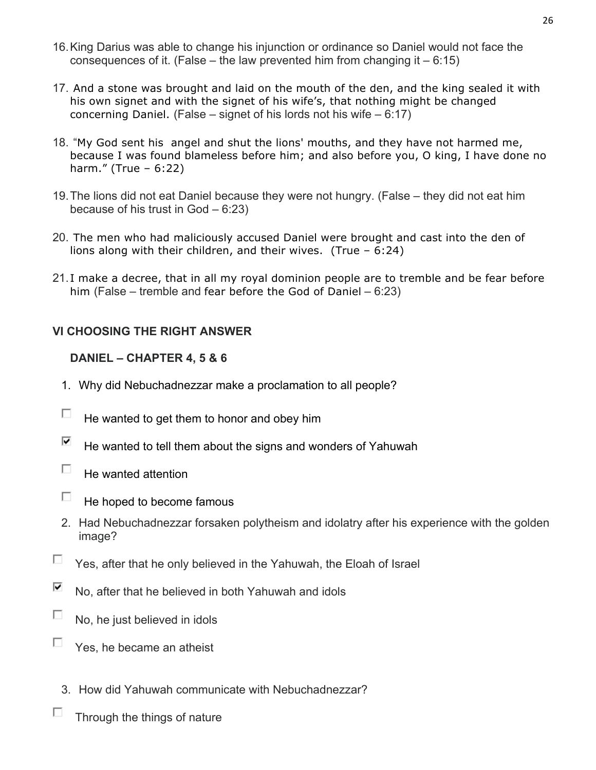16. King Darius was able to change his injunction or ordinance so Daniel would not face the consequences of it. (False – the law prevented him from changing it – 6:15)

17. And a stone was brought and laid on the mouth of the den, and the king sealed it with his own signet and with the signet of his wife's, that nothing might be changed concerning Daniel. (False – signet of his lords not his wife – 6:17)

18. "My God sent his angel and shut the lions' mouths, and they have not harmed me, because I was found blameless before him; and also before you, O king, I have done no harm." (True – 6:22)

19. The lions did not eat Daniel because they were not hungry. (False – they did not eat him because of his trust in God – 6:23)

20. The men who had maliciously accused Daniel were brought and cast into the den of lions along with their children, and their wives. (True – 6:24)

21. I make a decree, that in all my royal dominion people are to tremble and be fear before him (False – tremble and fear before the God of Daniel – 6:23)

## VI CHOOSING THE RIGHT ANSWER

### DANIEL – CHAPTER 4, 5 & 6

1. Why did Nebuchadnezzar make a proclamation to all people?

- [ ] He wanted to get them to honor and obey him
- [x] He wanted to tell them about the signs and wonders of Yahuwah
- [ ] He wanted attention
- [ ] He hoped to become famous

2. Had Nebuchadnezzar forsaken polytheism and idolatry after his experience with the golden image?

- [ ] Yes, after that he only believed in the Yahuwah, the Eloah of Israel
- [x] No, after that he believed in both Yahuwah and idols
- [ ] No, he just believed in idols
- [ ] Yes, he became an atheist

3. How did Yahuwah communicate with Nebuchadnezzar?

- [ ] Through the things of nature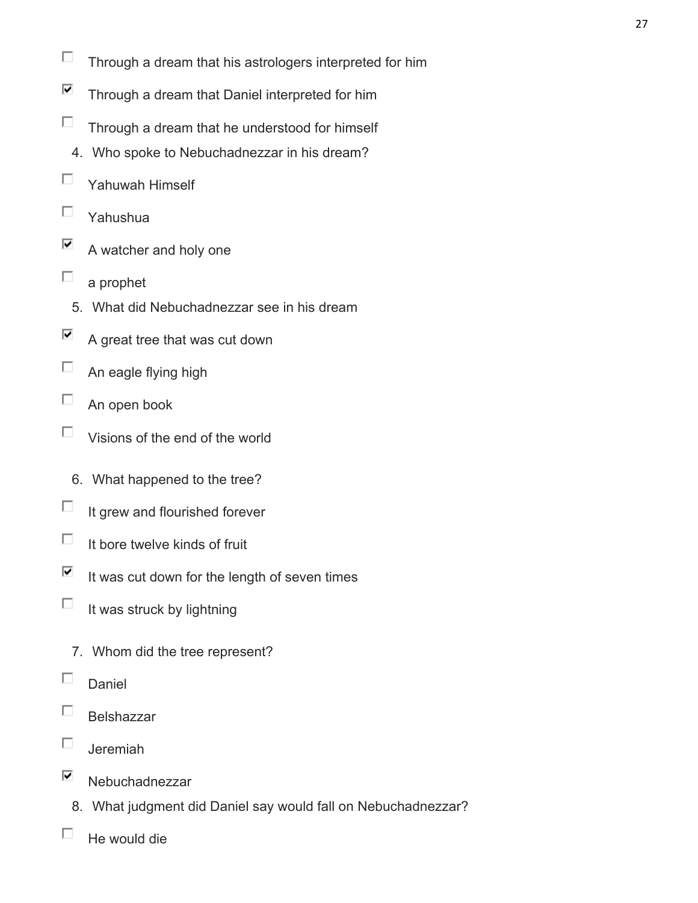- [ ] Through a dream that his astrologers interpreted for him
- [x] Through a dream that Daniel interpreted for him
- [ ] Through a dream that he understood for himself

4. Who spoke to Nebuchadnezzar in his dream?

- [ ] Yahuwah Himself
- [ ] Yahushua
- [x] A watcher and holy one
- [ ] a prophet

5. What did Nebuchadnezzar see in his dream

- [x] A great tree that was cut down
- [ ] An eagle flying high
- [ ] An open book
- [ ] Visions of the end of the world

6. What happened to the tree?

- [ ] It grew and flourished forever
- [ ] It bore twelve kinds of fruit
- [x] It was cut down for the length of seven times
- [ ] It was struck by lightning

7. Whom did the tree represent?

- [ ] Daniel
- [ ] Belshazzar
- [ ] Jeremiah
- [x] Nebuchadnezzar

8. What judgment did Daniel say would fall on Nebuchadnezzar?

- [ ] He would die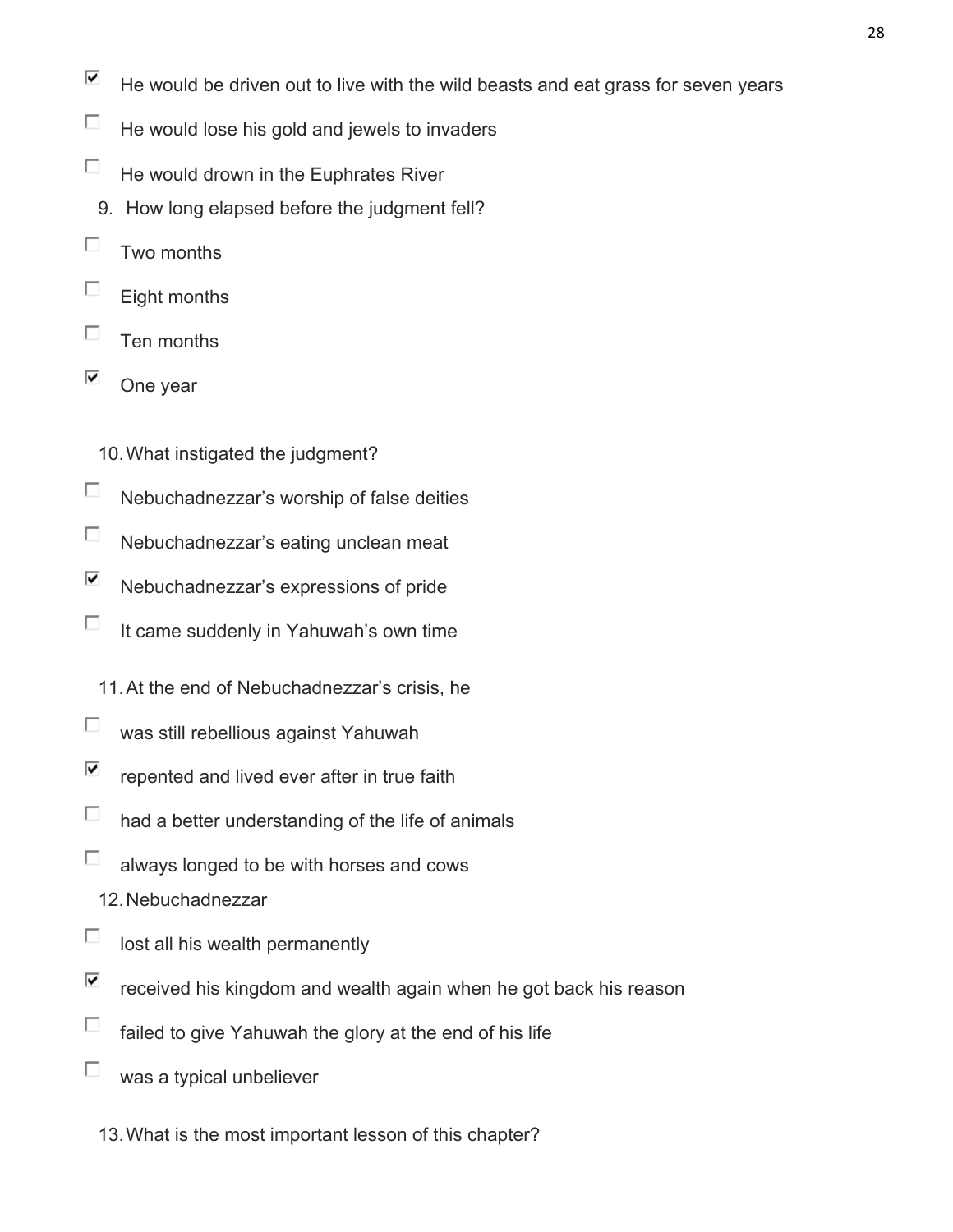- [x] He would be driven out to live with the wild beasts and eat grass for seven years
- [ ] He would lose his gold and jewels to invaders
- [ ] He would drown in the Euphrates River

9. How long elapsed before the judgment fell?

- [ ] Two months
- [ ] Eight months
- [ ] Ten months
- [x] One year

10. What instigated the judgment?

- [ ] Nebuchadnezzar's worship of false deities
- [ ] Nebuchadnezzar's eating unclean meat
- [x] Nebuchadnezzar's expressions of pride
- [ ] It came suddenly in Yahuwah's own time

11. At the end of Nebuchadnezzar's crisis, he

- [ ] was still rebellious against Yahuwah
- [x] repented and lived ever after in true faith
- [ ] had a better understanding of the life of animals
- [ ] always longed to be with horses and cows

12. Nebuchadnezzar

- [ ] lost all his wealth permanently
- [x] received his kingdom and wealth again when he got back his reason
- [ ] failed to give Yahuwah the glory at the end of his life
- [ ] was a typical unbeliever

13. What is the most important lesson of this chapter?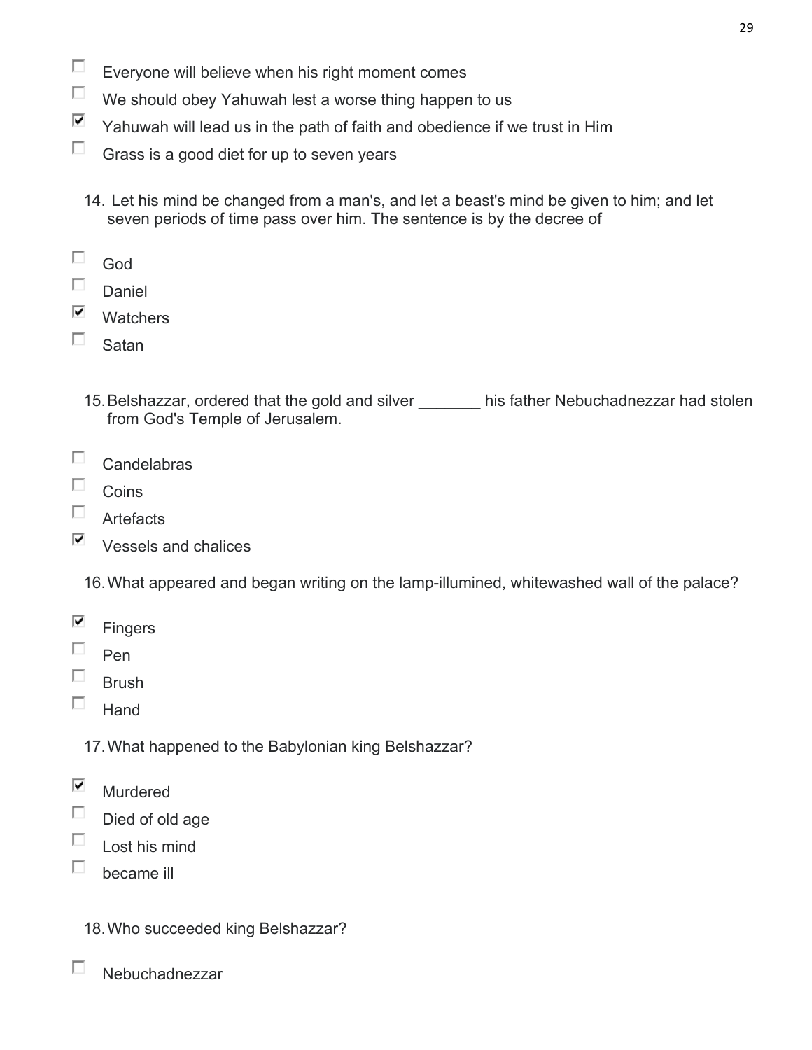- [ ] Everyone will believe when his right moment comes
- [ ] We should obey Yahuwah lest a worse thing happen to us
- [x] Yahuwah will lead us in the path of faith and obedience if we trust in Him
- [ ] Grass is a good diet for up to seven years

14. Let his mind be changed from a man's, and let a beast's mind be given to him; and let seven periods of time pass over him. The sentence is by the decree of

- [ ] God
- [ ] Daniel
- [x] Watchers
- [ ] Satan

15. Belshazzar, ordered that the gold and silver _______ his father Nebuchadnezzar had stolen from God's Temple of Jerusalem.

- [ ] Candelabras
- [ ] Coins
- [ ] Artefacts
- [x] Vessels and chalices

16. What appeared and began writing on the lamp-illumined, whitewashed wall of the palace?

- [x] Fingers
- [ ] Pen
- [ ] Brush
- [ ] Hand

17. What happened to the Babylonian king Belshazzar?

- [x] Murdered
- [ ] Died of old age
- [ ] Lost his mind
- [ ] became ill

18. Who succeeded king Belshazzar?

- [ ] Nebuchadnezzar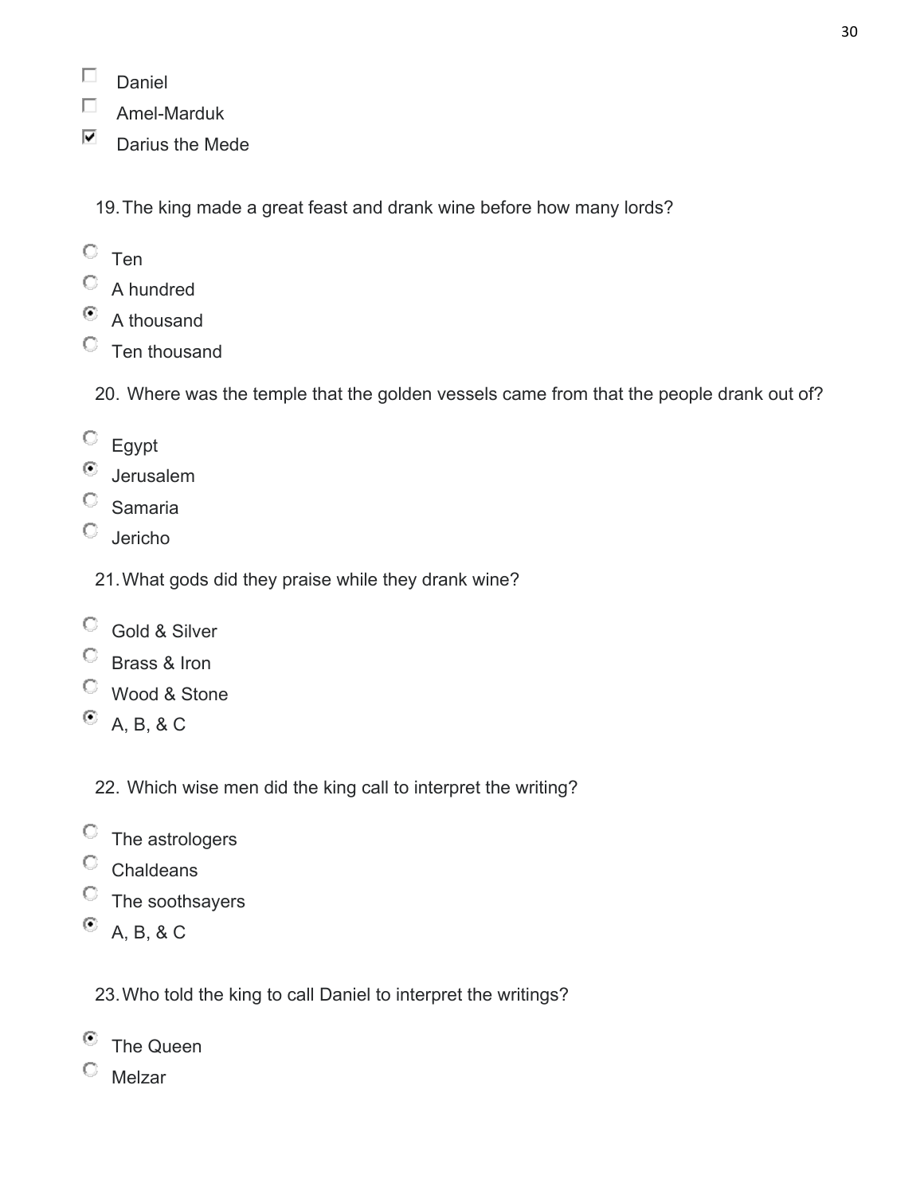- [ ] Daniel
- [ ] Amel-Marduk
- [x] Darius the Mede

19. The king made a great feast and drank wine before how many lords?

- ○ Ten
- ○ A hundred
- ◉ A thousand
- ○ Ten thousand

20. Where was the temple that the golden vessels came from that the people drank out of?

- ○ Egypt
- ◉ Jerusalem
- ○ Samaria
- ○ Jericho

21. What gods did they praise while they drank wine?

- ○ Gold & Silver
- ○ Brass & Iron
- ○ Wood & Stone
- ◉ A, B, & C

22. Which wise men did the king call to interpret the writing?

- ○ The astrologers
- ○ Chaldeans
- ○ The soothsayers
- ◉ A, B, & C

23. Who told the king to call Daniel to interpret the writings?

- ◉ The Queen
- ○ Melzar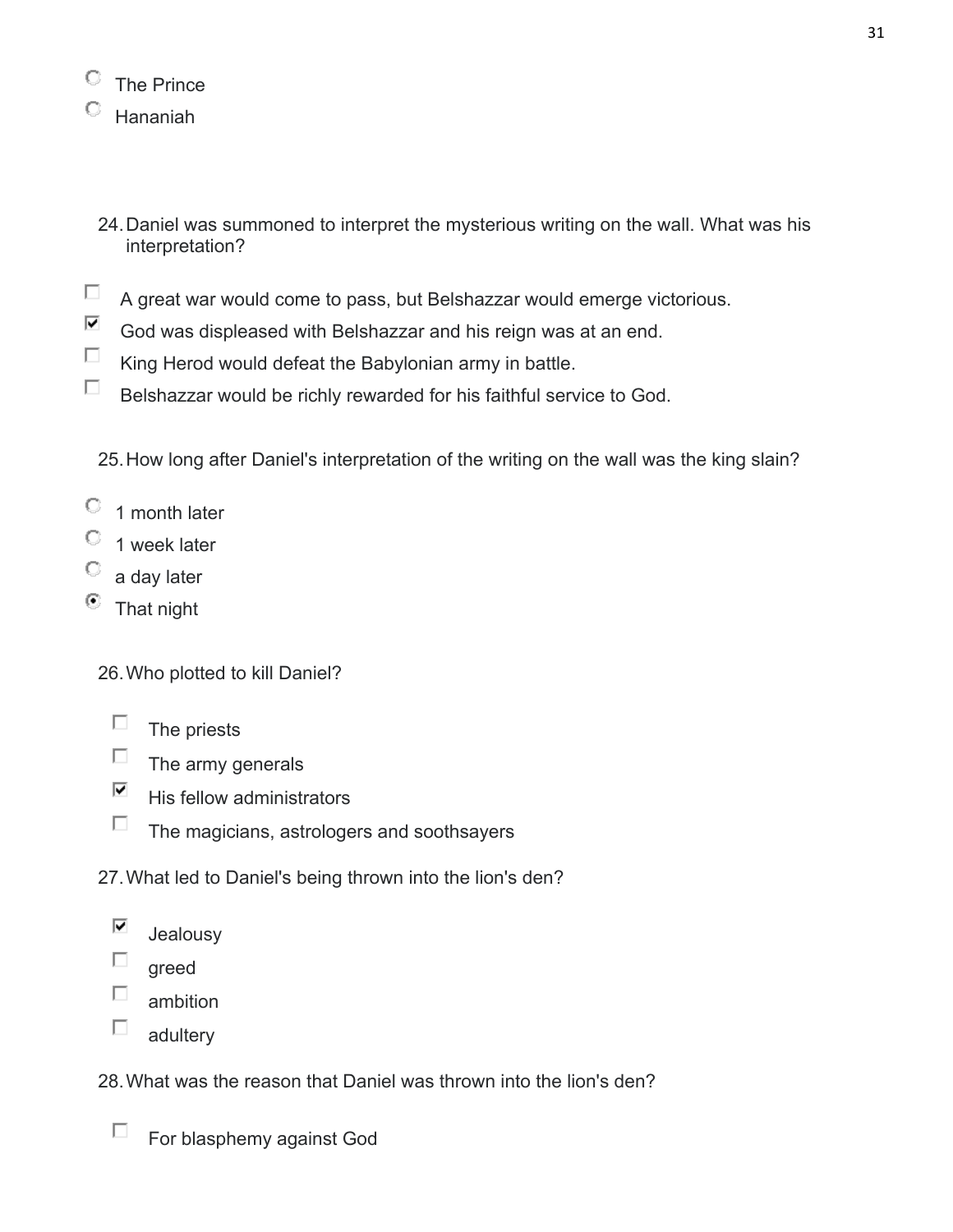- ○ The Prince
- ○ Hananiah

24. Daniel was summoned to interpret the mysterious writing on the wall. What was his interpretation?

- ☐ A great war would come to pass, but Belshazzar would emerge victorious.
- ☑ God was displeased with Belshazzar and his reign was at an end.
- ☐ King Herod would defeat the Babylonian army in battle.
- ☐ Belshazzar would be richly rewarded for his faithful service to God.

25. How long after Daniel's interpretation of the writing on the wall was the king slain?

- ○ 1 month later
- ○ 1 week later
- ○ a day later
- ◉ That night

26. Who plotted to kill Daniel?

- ☐ The priests
- ☐ The army generals
- ☑ His fellow administrators
- ☐ The magicians, astrologers and soothsayers

27. What led to Daniel's being thrown into the lion's den?

- ☑ Jealousy
- ☐ greed
- ☐ ambition
- ☐ adultery

28. What was the reason that Daniel was thrown into the lion's den?

- ☐ For blasphemy against God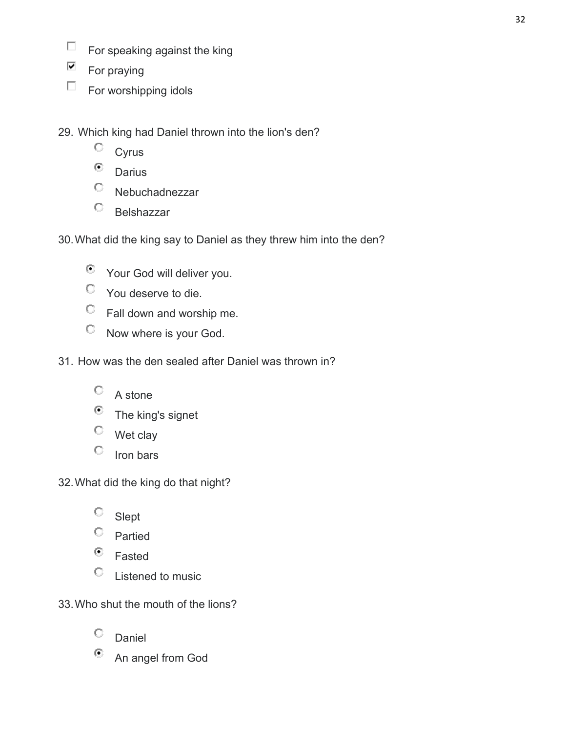- [ ] For speaking against the king
- [x] For praying
- [ ] For worshipping idols

29. Which king had Daniel thrown into the lion's den?

    - ○ Cyrus
    - ◉ Darius
    - ○ Nebuchadnezzar
    - ○ Belshazzar

30. What did the king say to Daniel as they threw him into the den?

    - ◉ Your God will deliver you.
    - ○ You deserve to die.
    - ○ Fall down and worship me.
    - ○ Now where is your God.

31. How was the den sealed after Daniel was thrown in?

    - ○ A stone
    - ◉ The king's signet
    - ○ Wet clay
    - ○ Iron bars

32. What did the king do that night?

    - ○ Slept
    - ○ Partied
    - ◉ Fasted
    - ○ Listened to music

33. Who shut the mouth of the lions?

    - ○ Daniel
    - ◉ An angel from God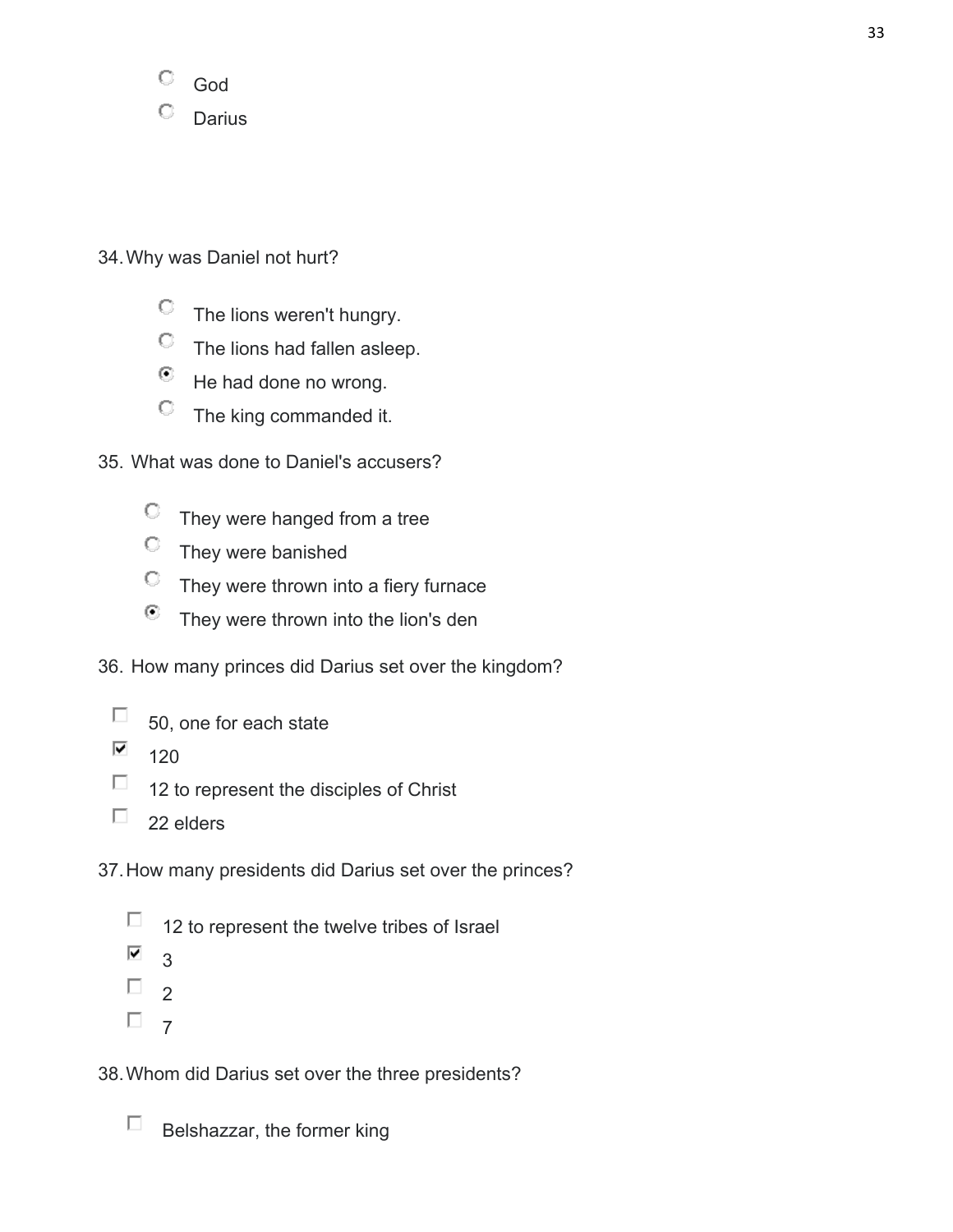- ○ God
- ○ Darius

34. Why was Daniel not hurt?

- ○ The lions weren't hungry.
- ○ The lions had fallen asleep.
- ◉ He had done no wrong.
- ○ The king commanded it.

35. What was done to Daniel's accusers?

- ○ They were hanged from a tree
- ○ They were banished
- ○ They were thrown into a fiery furnace
- ◉ They were thrown into the lion's den

36. How many princes did Darius set over the kingdom?

- ☐ 50, one for each state
- ☑ 120
- ☐ 12 to represent the disciples of Christ
- ☐ 22 elders

37. How many presidents did Darius set over the princes?

- ☐ 12 to represent the twelve tribes of Israel
- ☑ 3
- ☐ 2
- ☐ 7

38. Whom did Darius set over the three presidents?

- ☐ Belshazzar, the former king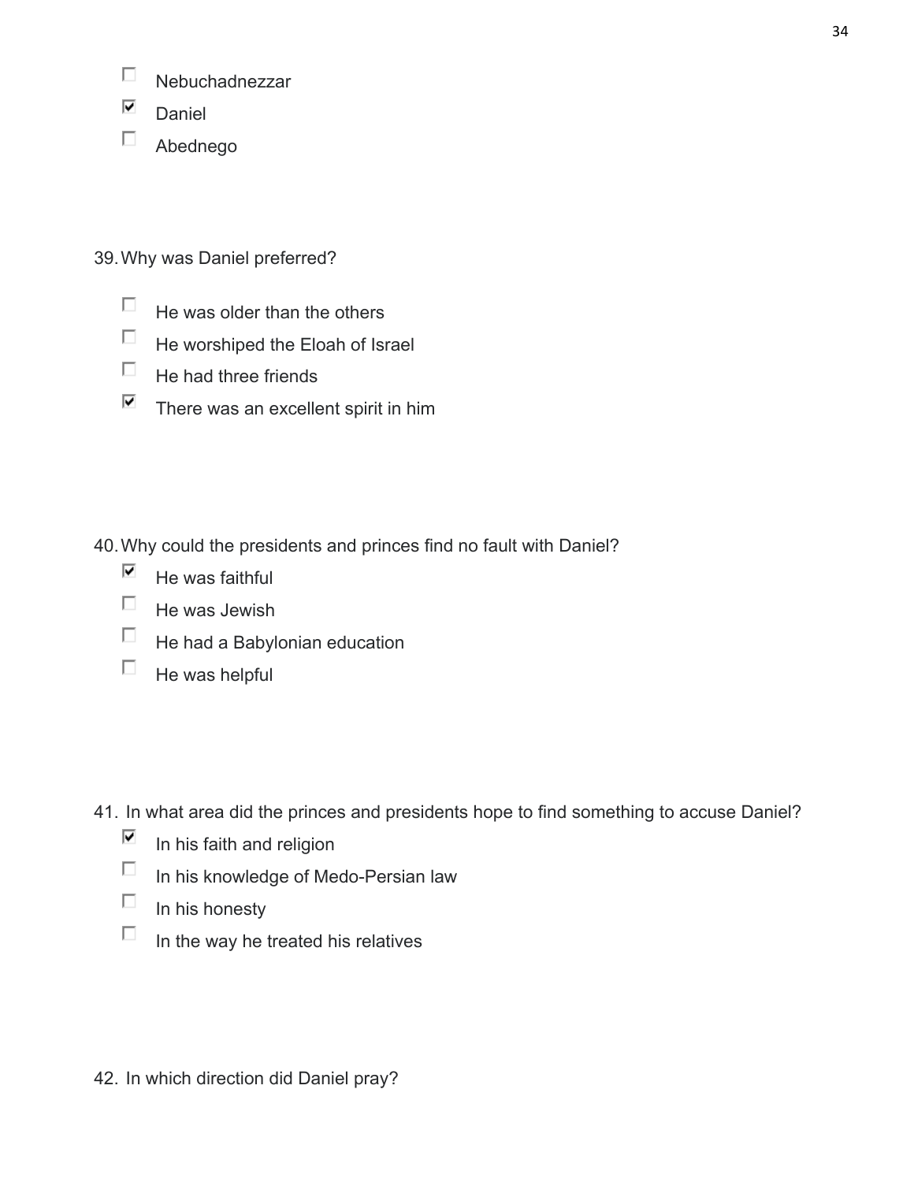- [ ] Nebuchadnezzar
- [x] Daniel
- [ ] Abednego

39. Why was Daniel preferred?

- [ ] He was older than the others
- [ ] He worshiped the Eloah of Israel
- [ ] He had three friends
- [x] There was an excellent spirit in him

40. Why could the presidents and princes find no fault with Daniel?

- [x] He was faithful
- [ ] He was Jewish
- [ ] He had a Babylonian education
- [ ] He was helpful

41. In what area did the princes and presidents hope to find something to accuse Daniel?

- [x] In his faith and religion
- [ ] In his knowledge of Medo-Persian law
- [ ] In his honesty
- [ ] In the way he treated his relatives

42. In which direction did Daniel pray?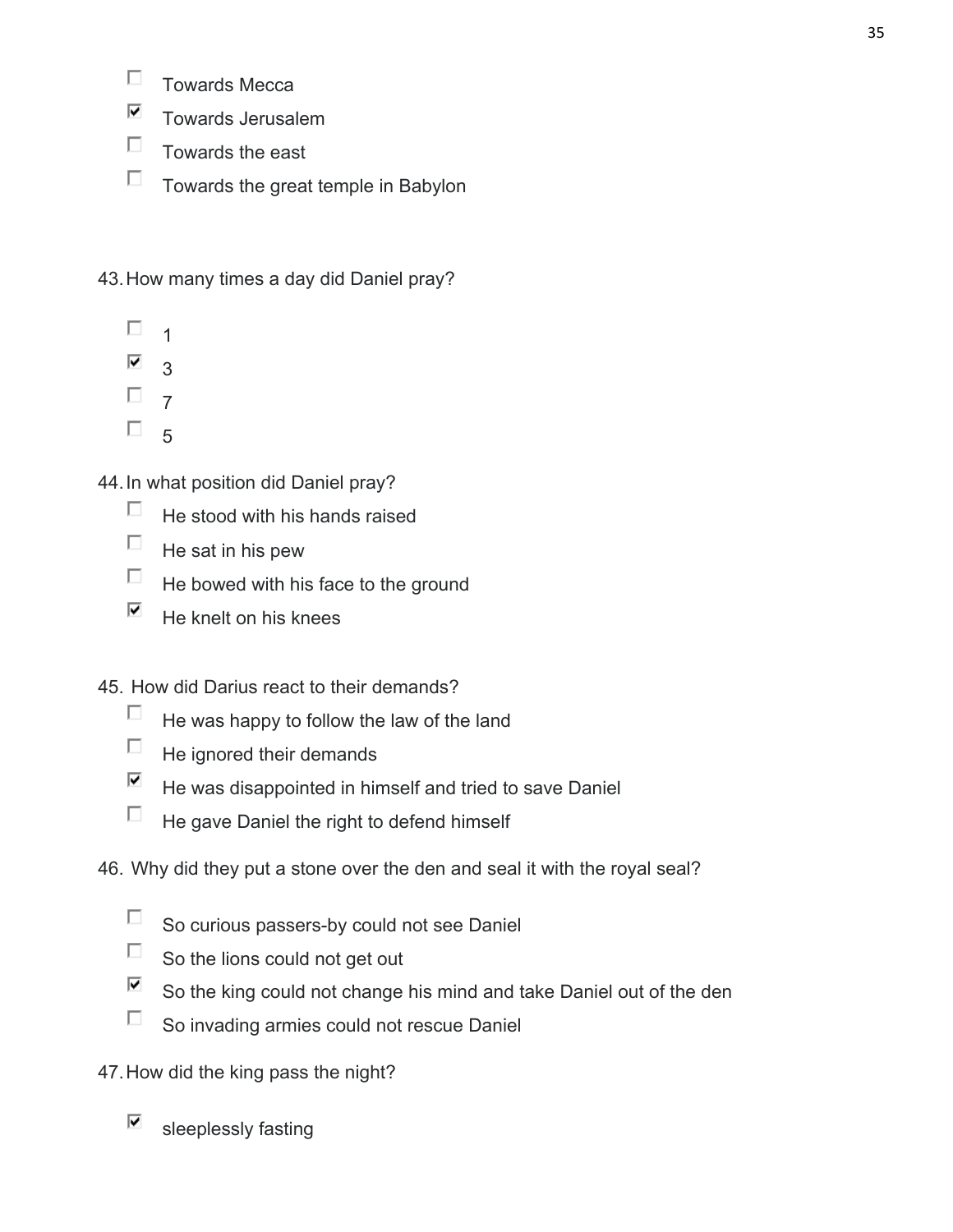- [ ] Towards Mecca
- [x] Towards Jerusalem
- [ ] Towards the east
- [ ] Towards the great temple in Babylon

43. How many times a day did Daniel pray?

- [ ] 1
- [x] 3
- [ ] 7
- [ ] 5

44. In what position did Daniel pray?

- [ ] He stood with his hands raised
- [ ] He sat in his pew
- [ ] He bowed with his face to the ground
- [x] He knelt on his knees

45. How did Darius react to their demands?

- [ ] He was happy to follow the law of the land
- [ ] He ignored their demands
- [x] He was disappointed in himself and tried to save Daniel
- [ ] He gave Daniel the right to defend himself

46. Why did they put a stone over the den and seal it with the royal seal?

- [ ] So curious passers-by could not see Daniel
- [ ] So the lions could not get out
- [x] So the king could not change his mind and take Daniel out of the den
- [ ] So invading armies could not rescue Daniel

47. How did the king pass the night?

- [x] sleeplessly fasting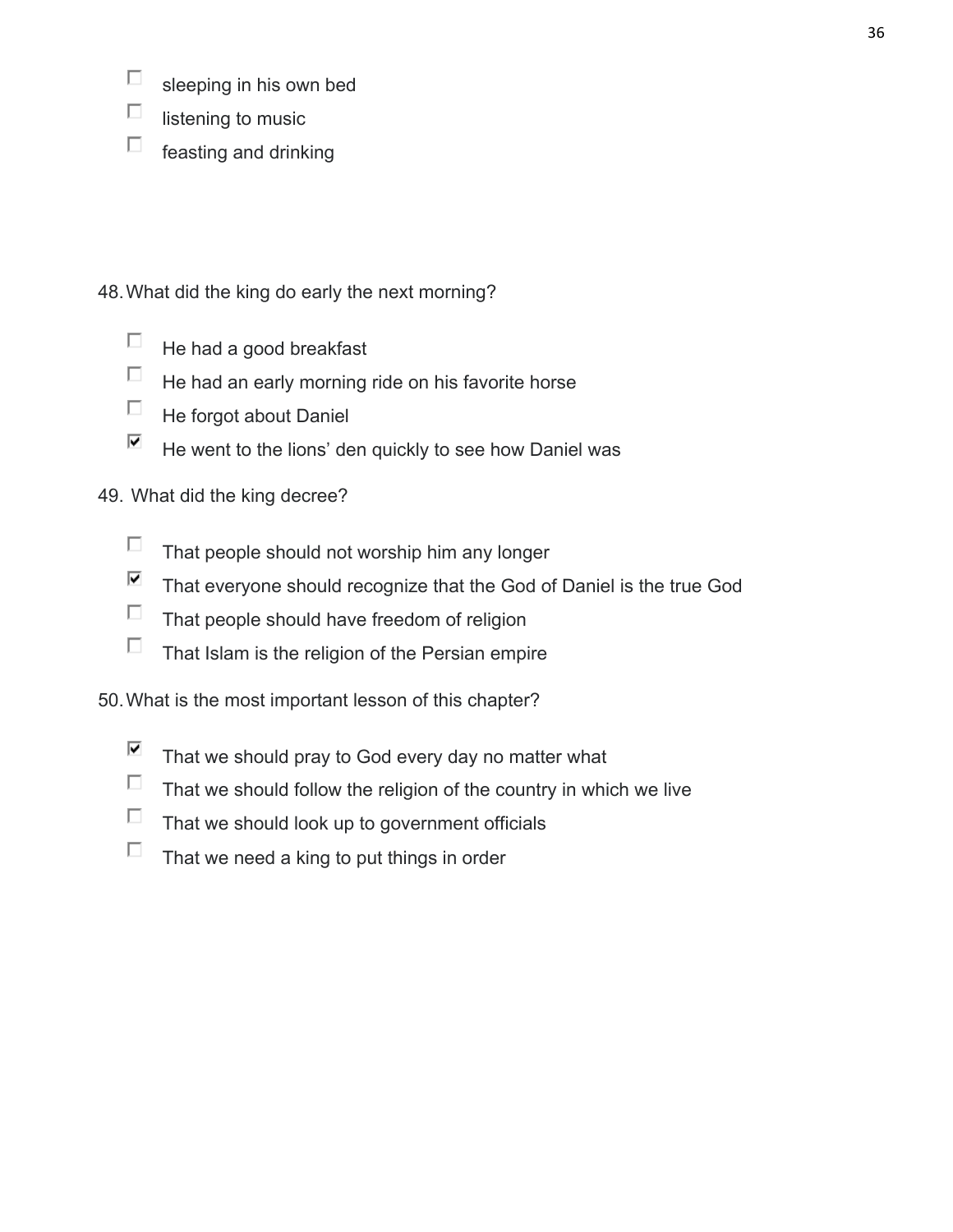- [ ] sleeping in his own bed
- [ ] listening to music
- [ ] feasting and drinking

48. What did the king do early the next morning?

- [ ] He had a good breakfast
- [ ] He had an early morning ride on his favorite horse
- [ ] He forgot about Daniel
- [x] He went to the lions' den quickly to see how Daniel was

49. What did the king decree?

- [ ] That people should not worship him any longer
- [x] That everyone should recognize that the God of Daniel is the true God
- [ ] That people should have freedom of religion
- [ ] That Islam is the religion of the Persian empire

50. What is the most important lesson of this chapter?

- [x] That we should pray to God every day no matter what
- [ ] That we should follow the religion of the country in which we live
- [ ] That we should look up to government officials
- [ ] That we need a king to put things in order